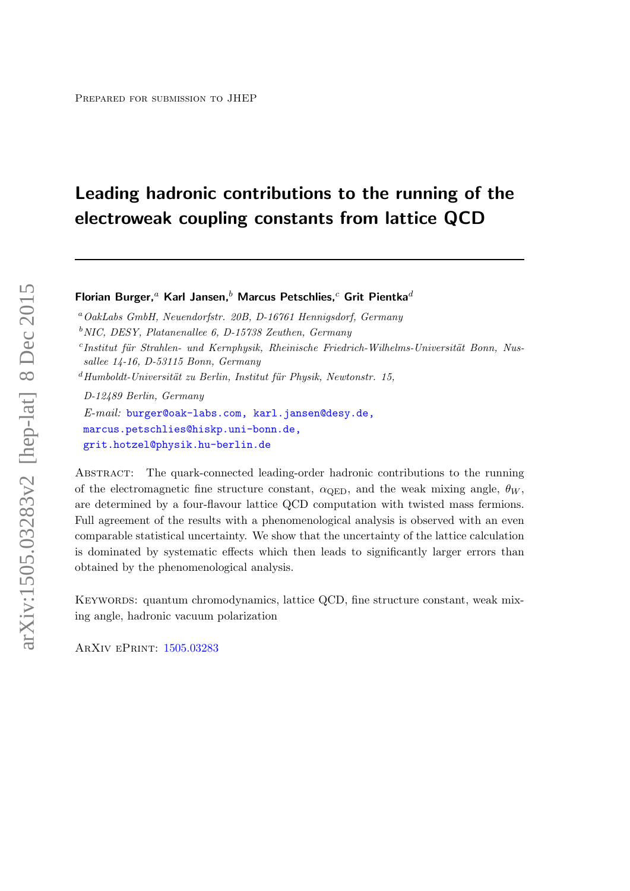Prepared for submission to JHEP

# Leading hadronic contributions to the running of the electroweak coupling constants from lattice QCD

**Florian Burger,**[a] **Karl Jansen,**[b] **Marcus Petschlies,**[c] **Grit Pientka**[d]

[a] *OakLabs GmbH, Neuendorfstr. 20B, D-16761 Hennigsdorf, Germany*

[b] *NIC, DESY, Platanenallee 6, D-15738 Zeuthen, Germany*

[c] *Institut für Strahlen- und Kernphysik, Rheinische Friedrich-Wilhelms-Universität Bonn, Nussallee 14-16, D-53115 Bonn, Germany*

[d] *Humboldt-Universität zu Berlin, Institut für Physik, Newtonstr. 15, D-12489 Berlin, Germany*

*E-mail:* burger@oak-labs.com, karl.jansen@desy.de, marcus.petschlies@hiskp.uni-bonn.de, grit.hotzel@physik.hu-berlin.de

Abstract: The quark-connected leading-order hadronic contributions to the running of the electromagnetic fine structure constant, $\alpha_{\mathrm{QED}}$, and the weak mixing angle, $\theta_W$, are determined by a four-flavour lattice QCD computation with twisted mass fermions. Full agreement of the results with a phenomenological analysis is observed with an even comparable statistical uncertainty. We show that the uncertainty of the lattice calculation is dominated by systematic effects which then leads to significantly larger errors than obtained by the phenomenological analysis.

Keywords: quantum chromodynamics, lattice QCD, fine structure constant, weak mixing angle, hadronic vacuum polarization

ArXiv ePrint: 1505.03283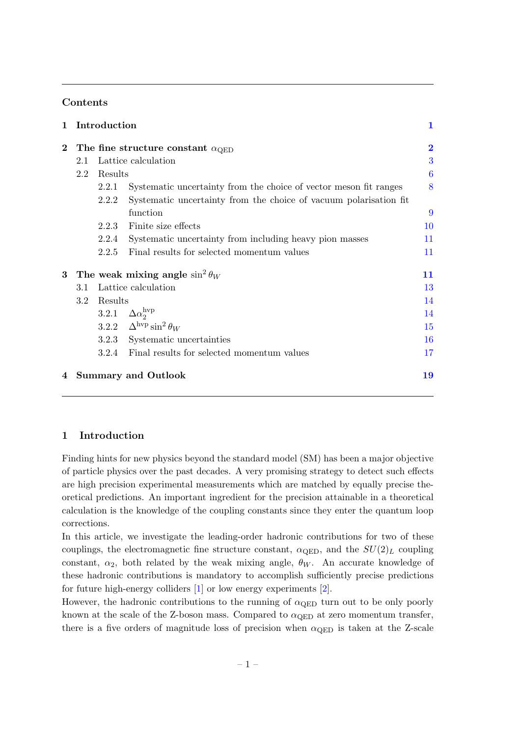## Contents

| | | |
|---|---|---|
| **1** | **Introduction** | **1** |
| **2** | **The fine structure constant $\alpha_{\rm QED}$** | **2** |
| 2.1 | Lattice calculation | 3 |
| 2.2 | Results | 6 |
| 2.2.1 | Systematic uncertainty from the choice of vector meson fit ranges | 8 |
| 2.2.2 | Systematic uncertainty from the choice of vacuum polarisation fit function | 9 |
| 2.2.3 | Finite size effects | 10 |
| 2.2.4 | Systematic uncertainty from including heavy pion masses | 11 |
| 2.2.5 | Final results for selected momentum values | 11 |
| **3** | **The weak mixing angle $\sin^2\theta_W$** | **11** |
| 3.1 | Lattice calculation | 13 |
| 3.2 | Results | 14 |
| 3.2.1 | $\Delta\alpha_2^{\rm hvp}$ | 14 |
| 3.2.2 | $\Delta^{\rm hvp}\sin^2\theta_W$ | 15 |
| 3.2.3 | Systematic uncertainties | 16 |
| 3.2.4 | Final results for selected momentum values | 17 |
| **4** | **Summary and Outlook** | **19** |

## 1 Introduction

Finding hints for new physics beyond the standard model (SM) has been a major objective of particle physics over the past decades. A very promising strategy to detect such effects are high precision experimental measurements which are matched by equally precise theoretical predictions. An important ingredient for the precision attainable in a theoretical calculation is the knowledge of the coupling constants since they enter the quantum loop corrections.

In this article, we investigate the leading-order hadronic contributions for two of these couplings, the electromagnetic fine structure constant, $\alpha_{\rm QED}$, and the $SU(2)_L$ coupling constant, $\alpha_2$, both related by the weak mixing angle, $\theta_W$. An accurate knowledge of these hadronic contributions is mandatory to accomplish sufficiently precise predictions for future high-energy colliders [1] or low energy experiments [2].

However, the hadronic contributions to the running of $\alpha_{\rm QED}$ turn out to be only poorly known at the scale of the Z-boson mass. Compared to $\alpha_{\rm QED}$ at zero momentum transfer, there is a five orders of magnitude loss of precision when $\alpha_{\rm QED}$ is taken at the Z-scale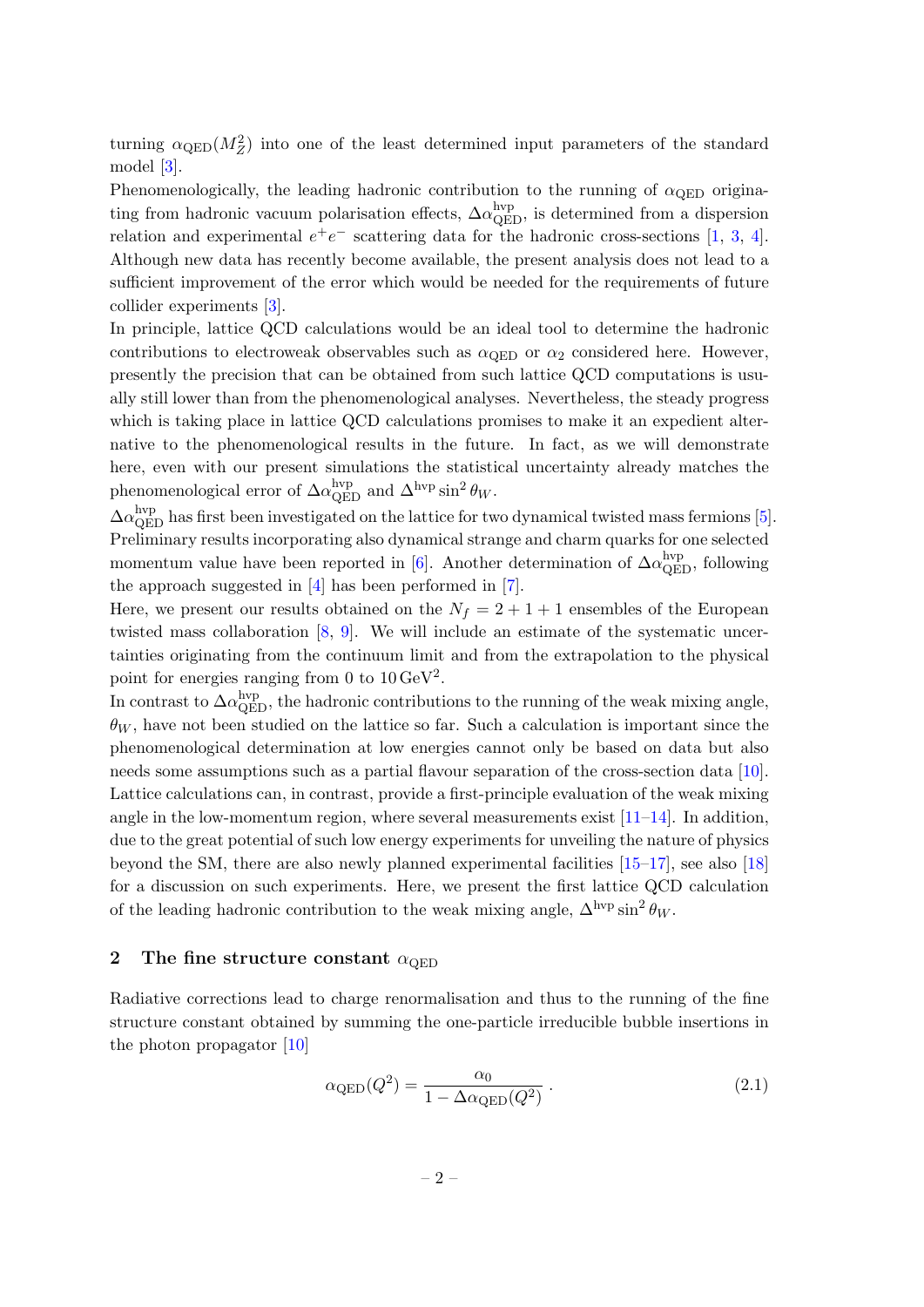turning $\alpha_{\rm QED}(M_Z^2)$ into one of the least determined input parameters of the standard model [3].

Phenomenologically, the leading hadronic contribution to the running of $\alpha_{\rm QED}$ originating from hadronic vacuum polarisation effects, $\Delta\alpha_{\rm QED}^{\rm hvp}$, is determined from a dispersion relation and experimental $e^+e^-$ scattering data for the hadronic cross-sections [1, 3, 4]. Although new data has recently become available, the present analysis does not lead to a sufficient improvement of the error which would be needed for the requirements of future collider experiments [3].

In principle, lattice QCD calculations would be an ideal tool to determine the hadronic contributions to electroweak observables such as $\alpha_{\rm QED}$ or $\alpha_2$ considered here. However, presently the precision that can be obtained from such lattice QCD computations is usually still lower than from the phenomenological analyses. Nevertheless, the steady progress which is taking place in lattice QCD calculations promises to make it an expedient alternative to the phenomenological results in the future. In fact, as we will demonstrate here, even with our present simulations the statistical uncertainty already matches the phenomenological error of $\Delta\alpha_{\rm QED}^{\rm hvp}$ and $\Delta^{\rm hvp}\sin^2\theta_W$.

$\Delta\alpha_{\rm QED}^{\rm hvp}$ has first been investigated on the lattice for two dynamical twisted mass fermions [5]. Preliminary results incorporating also dynamical strange and charm quarks for one selected momentum value have been reported in [6]. Another determination of $\Delta\alpha_{\rm QED}^{\rm hvp}$, following the approach suggested in [4] has been performed in [7].

Here, we present our results obtained on the $N_f = 2+1+1$ ensembles of the European twisted mass collaboration [8, 9]. We will include an estimate of the systematic uncertainties originating from the continuum limit and from the extrapolation to the physical point for energies ranging from 0 to $10\,\mathrm{GeV}^2$.

In contrast to $\Delta\alpha_{\rm QED}^{\rm hvp}$, the hadronic contributions to the running of the weak mixing angle, $\theta_W$, have not been studied on the lattice so far. Such a calculation is important since the phenomenological determination at low energies cannot only be based on data but also needs some assumptions such as a partial flavour separation of the cross-section data [10]. Lattice calculations can, in contrast, provide a first-principle evaluation of the weak mixing angle in the low-momentum region, where several measurements exist [11–14]. In addition, due to the great potential of such low energy experiments for unveiling the nature of physics beyond the SM, there are also newly planned experimental facilities [15–17], see also [18] for a discussion on such experiments. Here, we present the first lattice QCD calculation of the leading hadronic contribution to the weak mixing angle, $\Delta^{\rm hvp}\sin^2\theta_W$.

## 2 The fine structure constant $\alpha_{\rm QED}$

Radiative corrections lead to charge renormalisation and thus to the running of the fine structure constant obtained by summing the one-particle irreducible bubble insertions in the photon propagator [10]

$$\alpha_{\rm QED}(Q^2) = \frac{\alpha_0}{1-\Delta\alpha_{\rm QED}(Q^2)}\,. \tag{2.1}$$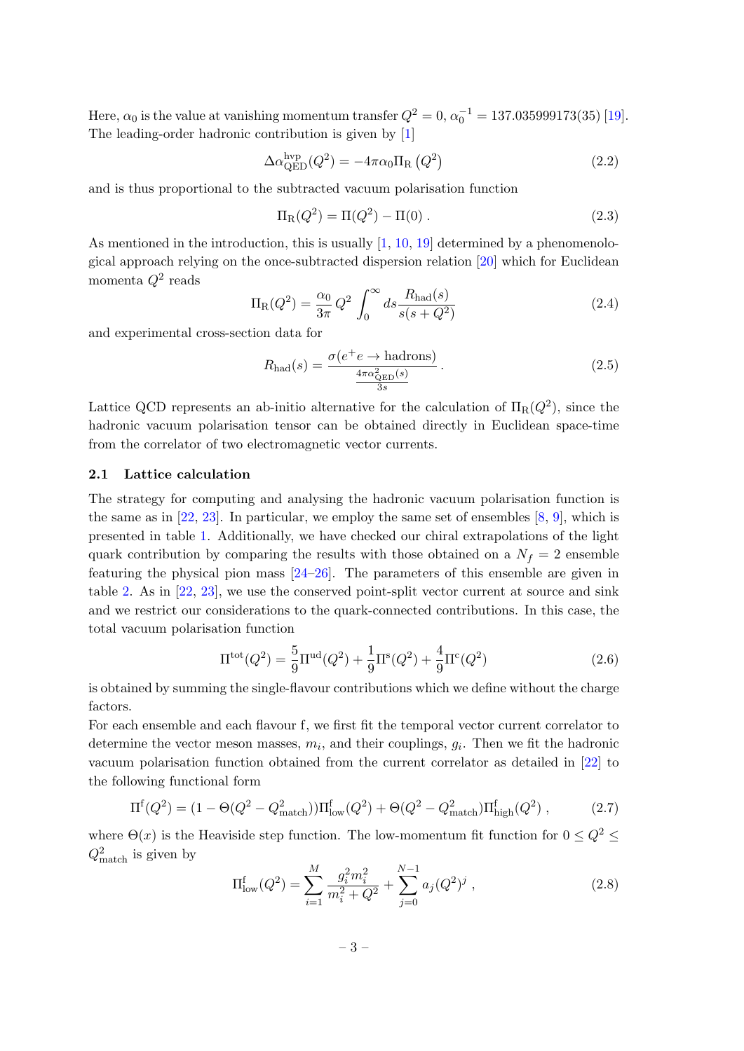Here, $\alpha_0$ is the value at vanishing momentum transfer $Q^2 = 0$, $\alpha_0^{-1} = 137.035999173(35)$ [19]. The leading-order hadronic contribution is given by [1]

$$\Delta\alpha_{\rm QED}^{\rm hvp}(Q^2) = -4\pi\alpha_0 \Pi_{\rm R}\left(Q^2\right) \tag{2.2}$$

and is thus proportional to the subtracted vacuum polarisation function

$$\Pi_{\rm R}(Q^2) = \Pi(Q^2) - \Pi(0)\ . \tag{2.3}$$

As mentioned in the introduction, this is usually [1, 10, 19] determined by a phenomenological approach relying on the once-subtracted dispersion relation [20] which for Euclidean momenta $Q^2$ reads

$$\Pi_{\rm R}(Q^2) = \frac{\alpha_0}{3\pi}\, Q^2 \int_0^\infty ds \frac{R_{\rm had}(s)}{s(s+Q^2)} \tag{2.4}$$

and experimental cross-section data for

$$R_{\rm had}(s) = \frac{\sigma(e^+e \to \text{hadrons})}{\frac{4\pi\alpha_{\rm QED}^2(s)}{3s}}\ . \tag{2.5}$$

Lattice QCD represents an ab-initio alternative for the calculation of $\Pi_{\rm R}(Q^2)$, since the hadronic vacuum polarisation tensor can be obtained directly in Euclidean space-time from the correlator of two electromagnetic vector currents.

### 2.1 Lattice calculation

The strategy for computing and analysing the hadronic vacuum polarisation function is the same as in [22, 23]. In particular, we employ the same set of ensembles [8, 9], which is presented in table 1. Additionally, we have checked our chiral extrapolations of the light quark contribution by comparing the results with those obtained on a $N_f = 2$ ensemble featuring the physical pion mass [24–26]. The parameters of this ensemble are given in table 2. As in [22, 23], we use the conserved point-split vector current at source and sink and we restrict our considerations to the quark-connected contributions. In this case, the total vacuum polarisation function

$$\Pi^{\rm tot}(Q^2) = \frac{5}{9}\Pi^{\rm ud}(Q^2) + \frac{1}{9}\Pi^{\rm s}(Q^2) + \frac{4}{9}\Pi^{\rm c}(Q^2) \tag{2.6}$$

is obtained by summing the single-flavour contributions which we define without the charge factors.

For each ensemble and each flavour f, we first fit the temporal vector current correlator to determine the vector meson masses, $m_i$, and their couplings, $g_i$. Then we fit the hadronic vacuum polarisation function obtained from the current correlator as detailed in [22] to the following functional form

$$\Pi^{\rm f}(Q^2) = (1 - \Theta(Q^2 - Q^2_{\rm match}))\Pi^{\rm f}_{\rm low}(Q^2) + \Theta(Q^2 - Q^2_{\rm match})\Pi^{\rm f}_{\rm high}(Q^2)\ , \tag{2.7}$$

where $\Theta(x)$ is the Heaviside step function. The low-momentum fit function for $0 \le Q^2 \le Q^2_{\rm match}$ is given by

$$\Pi^{\rm f}_{\rm low}(Q^2) = \sum_{i=1}^{M} \frac{g_i^2 m_i^2}{m_i^2 + Q^2} + \sum_{j=0}^{N-1} a_j (Q^2)^j\ , \tag{2.8}$$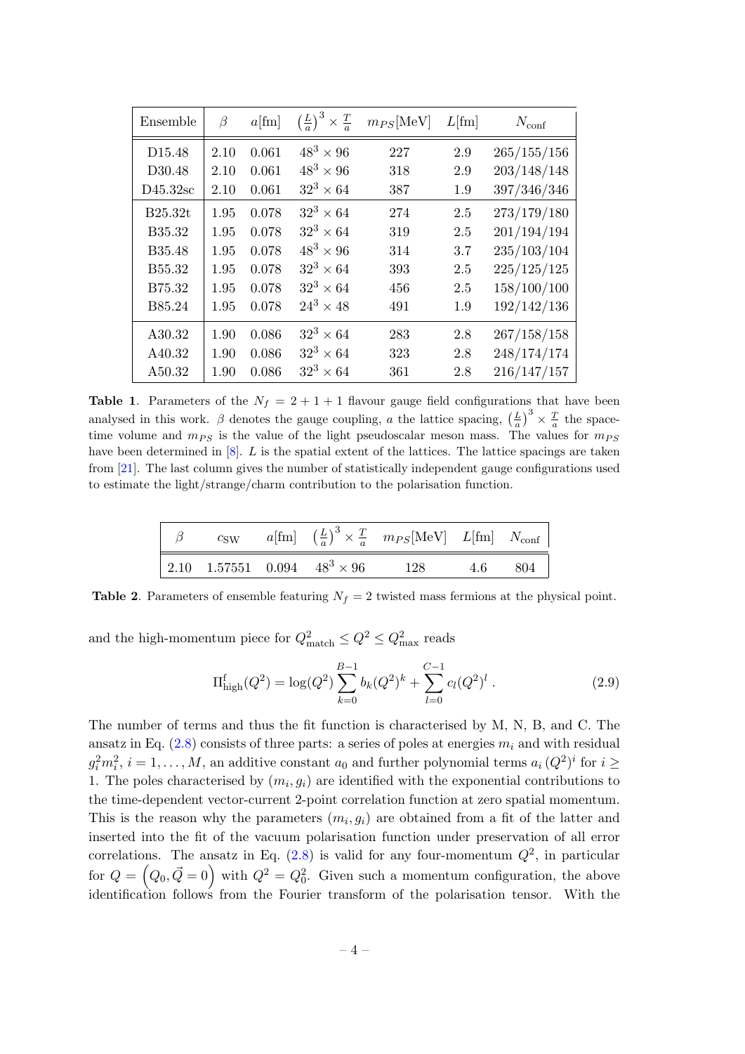| Ensemble | $\beta$ | $a$[fm] | $\left(\frac{L}{a}\right)^3 \times \frac{T}{a}$ | $m_{PS}$[MeV] | $L$[fm] | $N_{\text{conf}}$ |
|---|---|---|---|---|---|---|
| D15.48 | 2.10 | 0.061 | $48^3 \times 96$ | 227 | 2.9 | 265/155/156 |
| D30.48 | 2.10 | 0.061 | $48^3 \times 96$ | 318 | 2.9 | 203/148/148 |
| D45.32sc | 2.10 | 0.061 | $32^3 \times 64$ | 387 | 1.9 | 397/346/346 |
| B25.32t | 1.95 | 0.078 | $32^3 \times 64$ | 274 | 2.5 | 273/179/180 |
| B35.32 | 1.95 | 0.078 | $32^3 \times 64$ | 319 | 2.5 | 201/194/194 |
| B35.48 | 1.95 | 0.078 | $48^3 \times 96$ | 314 | 3.7 | 235/103/104 |
| B55.32 | 1.95 | 0.078 | $32^3 \times 64$ | 393 | 2.5 | 225/125/125 |
| B75.32 | 1.95 | 0.078 | $32^3 \times 64$ | 456 | 2.5 | 158/100/100 |
| B85.24 | 1.95 | 0.078 | $24^3 \times 48$ | 491 | 1.9 | 192/142/136 |
| A30.32 | 1.90 | 0.086 | $32^3 \times 64$ | 283 | 2.8 | 267/158/158 |
| A40.32 | 1.90 | 0.086 | $32^3 \times 64$ | 323 | 2.8 | 248/174/174 |
| A50.32 | 1.90 | 0.086 | $32^3 \times 64$ | 361 | 2.8 | 216/147/157 |

**Table 1**. Parameters of the $N_f = 2+1+1$ flavour gauge field configurations that have been analysed in this work. $\beta$ denotes the gauge coupling, $a$ the lattice spacing, $\left(\frac{L}{a}\right)^3 \times \frac{T}{a}$ the space-time volume and $m_{PS}$ is the value of the light pseudoscalar meson mass. The values for $m_{PS}$ have been determined in [8]. $L$ is the spatial extent of the lattices. The lattice spacings are taken from [21]. The last column gives the number of statistically independent gauge configurations used to estimate the light/strange/charm contribution to the polarisation function.

| $\beta$ | $c_{\text{SW}}$ | $a$[fm] | $\left(\frac{L}{a}\right)^3 \times \frac{T}{a}$ | $m_{PS}$[MeV] | $L$[fm] | $N_{\text{conf}}$ |
|---|---|---|---|---|---|---|
| 2.10 | 1.57551 | 0.094 | $48^3 \times 96$ | 128 | 4.6 | 804 |

**Table 2**. Parameters of ensemble featuring $N_f = 2$ twisted mass fermions at the physical point.

and the high-momentum piece for $Q^2_{\text{match}} \leq Q^2 \leq Q^2_{\max}$ reads

$$\Pi^{\text{f}}_{\text{high}}(Q^2) = \log(Q^2) \sum_{k=0}^{B-1} b_k (Q^2)^k + \sum_{l=0}^{C-1} c_l (Q^2)^l \,. \tag{2.9}$$

The number of terms and thus the fit function is characterised by M, N, B, and C. The ansatz in Eq. (2.8) consists of three parts: a series of poles at energies $m_i$ and with residual $g_i^2 m_i^2$, $i = 1, \ldots, M$, an additive constant $a_0$ and further polynomial terms $a_i\,(Q^2)^i$ for $i \geq 1$. The poles characterised by $(m_i, g_i)$ are identified with the exponential contributions to the time-dependent vector-current 2-point correlation function at zero spatial momentum. This is the reason why the parameters $(m_i, g_i)$ are obtained from a fit of the latter and inserted into the fit of the vacuum polarisation function under preservation of all error correlations. The ansatz in Eq. (2.8) is valid for any four-momentum $Q^2$, in particular for $Q = \left(Q_0, \vec{Q} = 0\right)$ with $Q^2 = Q_0^2$. Given such a momentum configuration, the above identification follows from the Fourier transform of the polarisation tensor. With the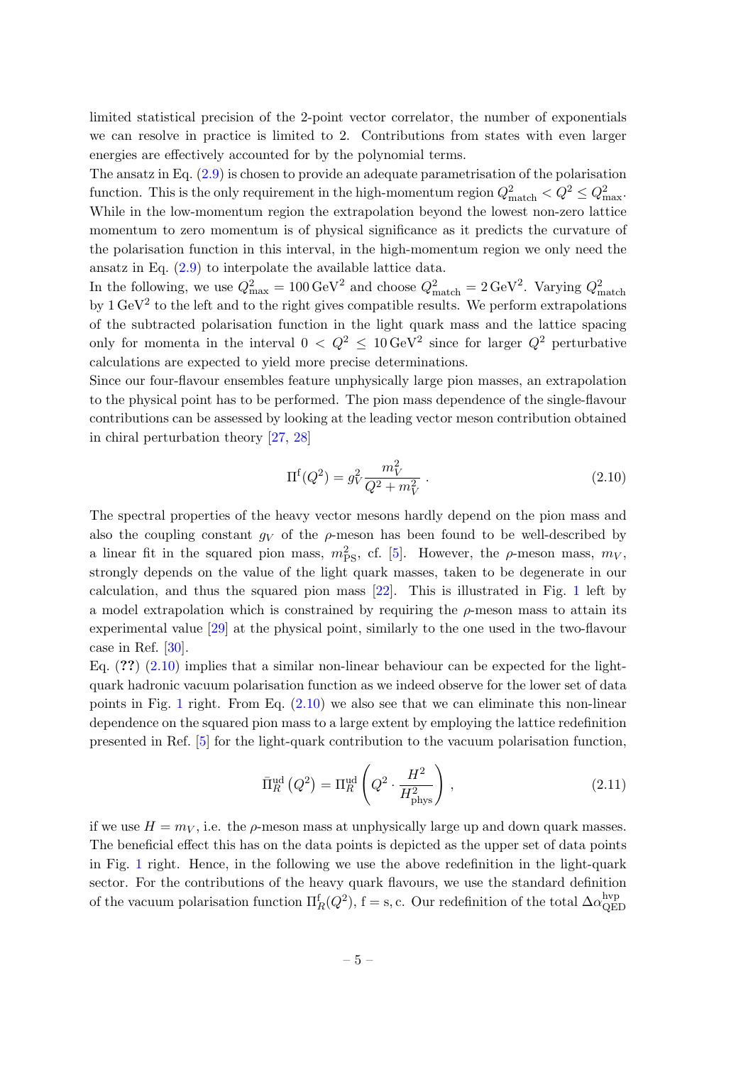limited statistical precision of the 2-point vector correlator, the number of exponentials we can resolve in practice is limited to 2. Contributions from states with even larger energies are effectively accounted for by the polynomial terms.

The ansatz in Eq. (2.9) is chosen to provide an adequate parametrisation of the polarisation function. This is the only requirement in the high-momentum region $Q^2_{\rm match} < Q^2 \leq Q^2_{\rm max}$. While in the low-momentum region the extrapolation beyond the lowest non-zero lattice momentum to zero momentum is of physical significance as it predicts the curvature of the polarisation function in this interval, in the high-momentum region we only need the ansatz in Eq. (2.9) to interpolate the available lattice data.

In the following, we use $Q^2_{\rm max} = 100\,{\rm GeV}^2$ and choose $Q^2_{\rm match} = 2\,{\rm GeV}^2$. Varying $Q^2_{\rm match}$ by $1\,{\rm GeV}^2$ to the left and to the right gives compatible results. We perform extrapolations of the subtracted polarisation function in the light quark mass and the lattice spacing only for momenta in the interval $0 < Q^2 \leq 10\,{\rm GeV}^2$ since for larger $Q^2$ perturbative calculations are expected to yield more precise determinations.

Since our four-flavour ensembles feature unphysically large pion masses, an extrapolation to the physical point has to be performed. The pion mass dependence of the single-flavour contributions can be assessed by looking at the leading vector meson contribution obtained in chiral perturbation theory [27, 28]

$$\Pi^{\rm f}(Q^2) = g_V^2 \frac{m_V^2}{Q^2 + m_V^2}\ . \tag{2.10}$$

The spectral properties of the heavy vector mesons hardly depend on the pion mass and also the coupling constant $g_V$ of the $\rho$-meson has been found to be well-described by a linear fit in the squared pion mass, $m^2_{\rm PS}$, cf. [5]. However, the $\rho$-meson mass, $m_V$, strongly depends on the value of the light quark masses, taken to be degenerate in our calculation, and thus the squared pion mass [22]. This is illustrated in Fig. 1 left by a model extrapolation which is constrained by requiring the $\rho$-meson mass to attain its experimental value [29] at the physical point, similarly to the one used in the two-flavour case in Ref. [30].

Eq. (??) (2.10) implies that a similar non-linear behaviour can be expected for the light-quark hadronic vacuum polarisation function as we indeed observe for the lower set of data points in Fig. 1 right. From Eq. (2.10) we also see that we can eliminate this non-linear dependence on the squared pion mass to a large extent by employing the lattice redefinition presented in Ref. [5] for the light-quark contribution to the vacuum polarisation function,

$$\bar{\Pi}^{\rm ud}_R\left(Q^2\right) = \Pi^{\rm ud}_R\left(Q^2 \cdot \frac{H^2}{H^2_{\rm phys}}\right)\ , \tag{2.11}$$

if we use $H = m_V$, i.e. the $\rho$-meson mass at unphysically large up and down quark masses. The beneficial effect this has on the data points is depicted as the upper set of data points in Fig. 1 right. Hence, in the following we use the above redefinition in the light-quark sector. For the contributions of the heavy quark flavours, we use the standard definition of the vacuum polarisation function $\Pi^{\rm f}_R(Q^2)$, ${\rm f} = {\rm s}, {\rm c}$. Our redefinition of the total $\Delta\alpha^{\rm hvp}_{\rm QED}$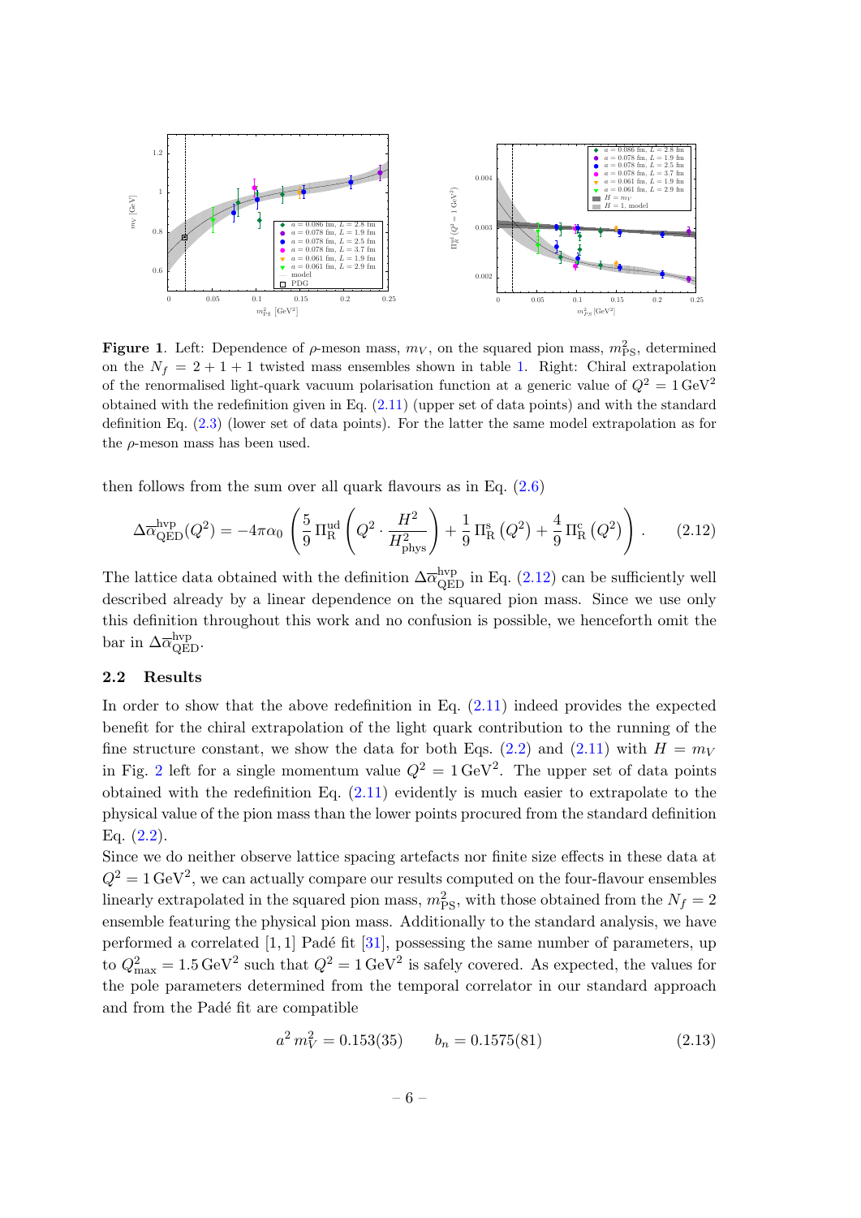**Figure 1**. Left: Dependence of $\rho$-meson mass, $m_V$, on the squared pion mass, $m_{\rm PS}^2$, determined on the $N_f = 2+1+1$ twisted mass ensembles shown in table 1. Right: Chiral extrapolation of the renormalised light-quark vacuum polarisation function at a generic value of $Q^2 = 1\,\mathrm{GeV}^2$ obtained with the redefinition given in Eq. (2.11) (upper set of data points) and with the standard definition Eq. (2.3) (lower set of data points). For the latter the same model extrapolation as for the $\rho$-meson mass has been used.

then follows from the sum over all quark flavours as in Eq. (2.6)

$$\Delta\overline{\alpha}_{\rm QED}^{\rm hvp}(Q^2) = -4\pi\alpha_0 \left( \frac{5}{9}\,\Pi_{\rm R}^{\rm ud}\left(Q^2 \cdot \frac{H^2}{H_{\rm phys}^2}\right) + \frac{1}{9}\,\Pi_{\rm R}^{\rm s}\left(Q^2\right) + \frac{4}{9}\,\Pi_{\rm R}^{\rm c}\left(Q^2\right) \right) . \qquad (2.12)$$

The lattice data obtained with the definition $\Delta\overline{\alpha}_{\rm QED}^{\rm hvp}$ in Eq. (2.12) can be sufficiently well described already by a linear dependence on the squared pion mass. Since we use only this definition throughout this work and no confusion is possible, we henceforth omit the bar in $\Delta\overline{\alpha}_{\rm QED}^{\rm hvp}$.

### 2.2 Results

In order to show that the above redefinition in Eq. (2.11) indeed provides the expected benefit for the chiral extrapolation of the light quark contribution to the running of the fine structure constant, we show the data for both Eqs. (2.2) and (2.11) with $H = m_V$ in Fig. 2 left for a single momentum value $Q^2 = 1\,\mathrm{GeV}^2$. The upper set of data points obtained with the redefinition Eq. (2.11) evidently is much easier to extrapolate to the physical value of the pion mass than the lower points procured from the standard definition Eq. (2.2).

Since we do neither observe lattice spacing artefacts nor finite size effects in these data at $Q^2 = 1\,\mathrm{GeV}^2$, we can actually compare our results computed on the four-flavour ensembles linearly extrapolated in the squared pion mass, $m_{\rm PS}^2$, with those obtained from the $N_f = 2$ ensemble featuring the physical pion mass. Additionally to the standard analysis, we have performed a correlated [1,1] Padé fit [31], possessing the same number of parameters, up to $Q_{\rm max}^2 = 1.5\,\mathrm{GeV}^2$ such that $Q^2 = 1\,\mathrm{GeV}^2$ is safely covered. As expected, the values for the pole parameters determined from the temporal correlator in our standard approach and from the Padé fit are compatible

$$a^2\, m_V^2 = 0.153(35) \qquad b_n = 0.1575(81) \qquad (2.13)$$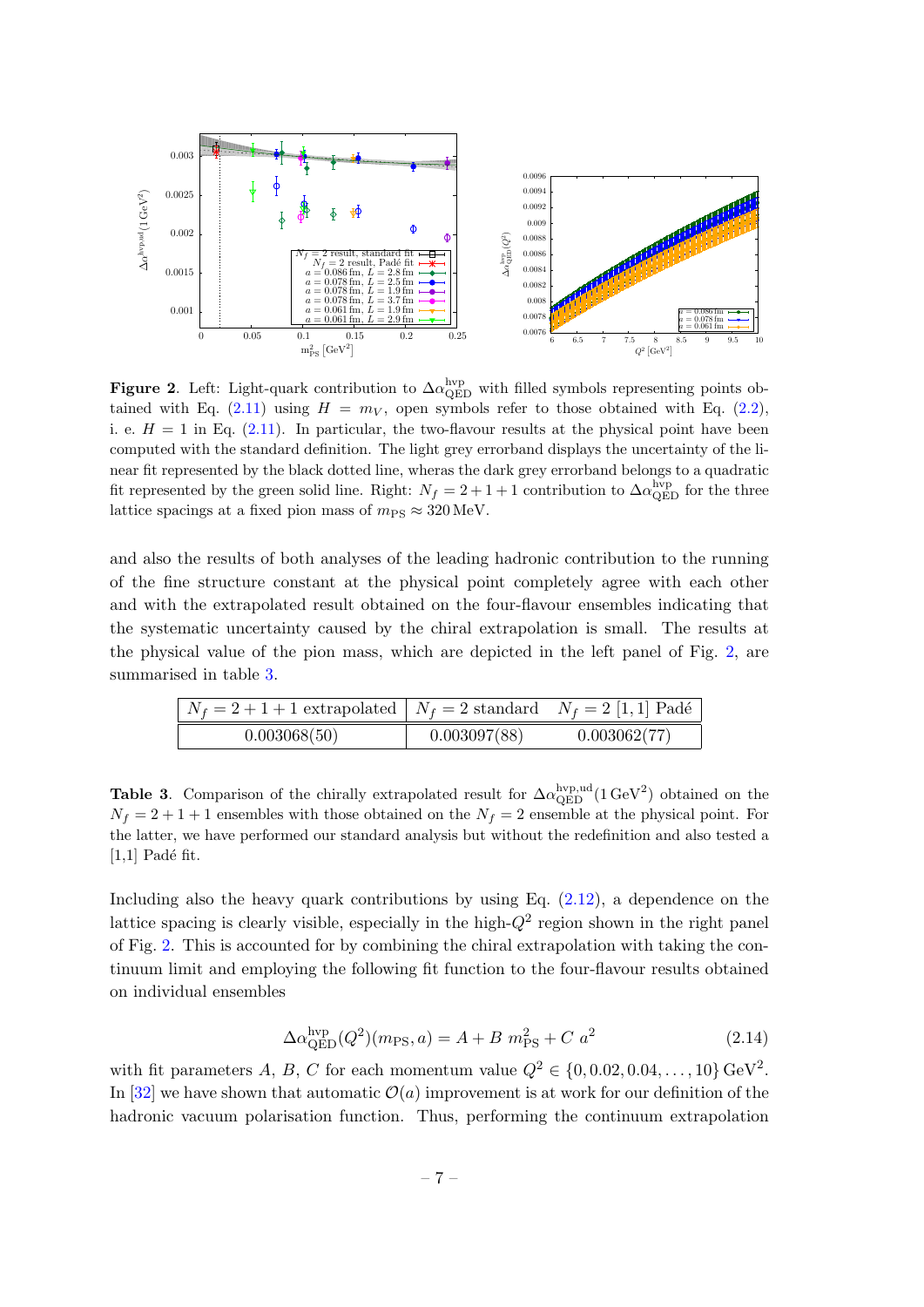**Figure 2**. Left: Light-quark contribution to $\Delta\alpha_{\rm QED}^{\rm hvp}$ with filled symbols representing points obtained with Eq. (2.11) using $H = m_V$, open symbols refer to those obtained with Eq. (2.2), i. e. $H = 1$ in Eq. (2.11). In particular, the two-flavour results at the physical point have been computed with the standard definition. The light grey errorband displays the uncertainty of the linear fit represented by the black dotted line, wheras the dark grey errorband belongs to a quadratic fit represented by the green solid line. Right: $N_f = 2+1+1$ contribution to $\Delta\alpha_{\rm QED}^{\rm hvp}$ for the three lattice spacings at a fixed pion mass of $m_{\rm PS} \approx 320\,\text{MeV}$.

and also the results of both analyses of the leading hadronic contribution to the running of the fine structure constant at the physical point completely agree with each other and with the extrapolated result obtained on the four-flavour ensembles indicating that the systematic uncertainty caused by the chiral extrapolation is small. The results at the physical value of the pion mass, which are depicted in the left panel of Fig. 2, are summarised in table 3.

| $N_f = 2+1+1$ extrapolated | $N_f = 2$ standard | $N_f = 2$ [1,1] Padé |
|---|---|---|
| 0.003068(50) | 0.003097(88) | 0.003062(77) |

**Table 3**. Comparison of the chirally extrapolated result for $\Delta\alpha_{\rm QED}^{\rm hvp,ud}(1\,\text{GeV}^2)$ obtained on the $N_f = 2+1+1$ ensembles with those obtained on the $N_f = 2$ ensemble at the physical point. For the latter, we have performed our standard analysis but without the redefinition and also tested a [1,1] Padé fit.

Including also the heavy quark contributions by using Eq. (2.12), a dependence on the lattice spacing is clearly visible, especially in the high-$Q^2$ region shown in the right panel of Fig. 2. This is accounted for by combining the chiral extrapolation with taking the continuum limit and employing the following fit function to the four-flavour results obtained on individual ensembles

$$\Delta\alpha_{\rm QED}^{\rm hvp}(Q^2)(m_{\rm PS}, a) = A + B\ m_{\rm PS}^2 + C\ a^2 \tag{2.14}$$

with fit parameters $A$, $B$, $C$ for each momentum value $Q^2 \in \{0, 0.02, 0.04, \ldots, 10\}\,\text{GeV}^2$. In [32] we have shown that automatic $\mathcal{O}(a)$ improvement is at work for our definition of the hadronic vacuum polarisation function. Thus, performing the continuum extrapolation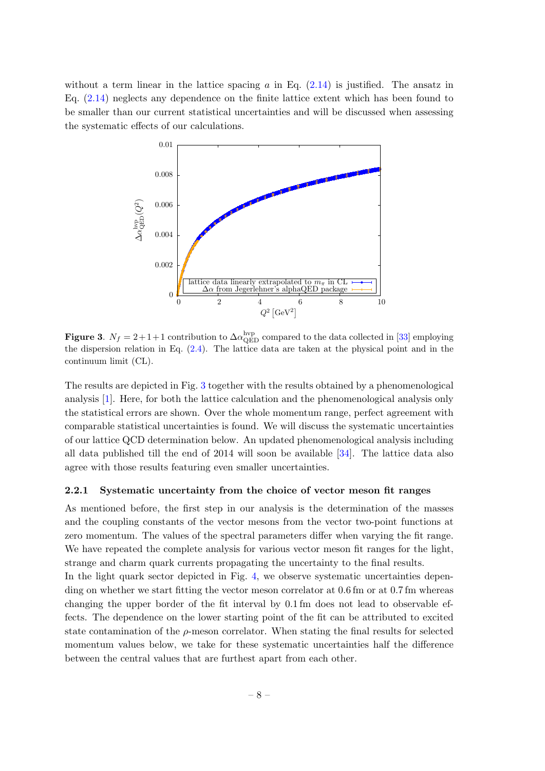without a term linear in the lattice spacing $a$ in Eq. (2.14) is justified. The ansatz in Eq. (2.14) neglects any dependence on the finite lattice extent which has been found to be smaller than our current statistical uncertainties and will be discussed when assessing the systematic effects of our calculations.

**Figure 3**. $N_f = 2{+}1{+}1$ contribution to $\Delta\alpha_{\mathrm{QED}}^{\mathrm{hvp}}$ compared to the data collected in [33] employing the dispersion relation in Eq. (2.4). The lattice data are taken at the physical point and in the continuum limit (CL).

The results are depicted in Fig. 3 together with the results obtained by a phenomenological analysis [1]. Here, for both the lattice calculation and the phenomenological analysis only the statistical errors are shown. Over the whole momentum range, perfect agreement with comparable statistical uncertainties is found. We will discuss the systematic uncertainties of our lattice QCD determination below. An updated phenomenological analysis including all data published till the end of 2014 will soon be available [34]. The lattice data also agree with those results featuring even smaller uncertainties.

### 2.2.1 Systematic uncertainty from the choice of vector meson fit ranges

As mentioned before, the first step in our analysis is the determination of the masses and the coupling constants of the vector mesons from the vector two-point functions at zero momentum. The values of the spectral parameters differ when varying the fit range. We have repeated the complete analysis for various vector meson fit ranges for the light, strange and charm quark currents propagating the uncertainty to the final results.

In the light quark sector depicted in Fig. 4, we observe systematic uncertainties depending on whether we start fitting the vector meson correlator at 0.6 fm or at 0.7 fm whereas changing the upper border of the fit interval by 0.1 fm does not lead to observable effects. The dependence on the lower starting point of the fit can be attributed to excited state contamination of the $\rho$-meson correlator. When stating the final results for selected momentum values below, we take for these systematic uncertainties half the difference between the central values that are furthest apart from each other.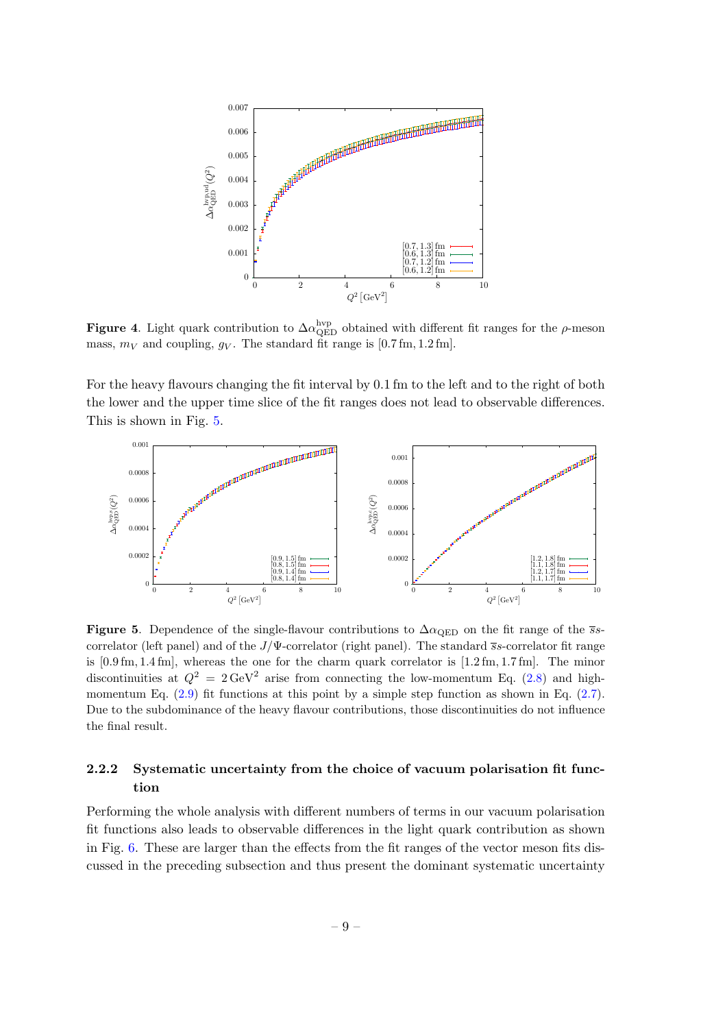**Figure 4**. Light quark contribution to $\Delta\alpha_{\rm QED}^{\rm hvp}$ obtained with different fit ranges for the $\rho$-meson mass, $m_V$ and coupling, $g_V$. The standard fit range is [0.7 fm, 1.2 fm].

For the heavy flavours changing the fit interval by 0.1 fm to the left and to the right of both the lower and the upper time slice of the fit ranges does not lead to observable differences. This is shown in Fig. 5.

**Figure 5**. Dependence of the single-flavour contributions to $\Delta\alpha_{\rm QED}$ on the fit range of the $\bar{s}s$-correlator (left panel) and of the $J/\Psi$-correlator (right panel). The standard $\bar{s}s$-correlator fit range is [0.9 fm, 1.4 fm], whereas the one for the charm quark correlator is [1.2 fm, 1.7 fm]. The minor discontinuities at $Q^2 = 2\,\text{GeV}^2$ arise from connecting the low-momentum Eq. (2.8) and high-momentum Eq. (2.9) fit functions at this point by a simple step function as shown in Eq. (2.7). Due to the subdominance of the heavy flavour contributions, those discontinuities do not influence the final result.

### 2.2.2 Systematic uncertainty from the choice of vacuum polarisation fit function

Performing the whole analysis with different numbers of terms in our vacuum polarisation fit functions also leads to observable differences in the light quark contribution as shown in Fig. 6. These are larger than the effects from the fit ranges of the vector meson fits discussed in the preceding subsection and thus present the dominant systematic uncertainty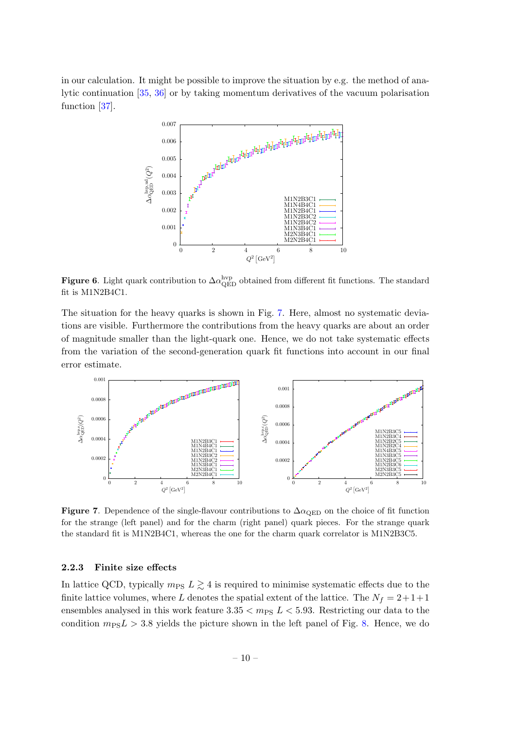in our calculation. It might be possible to improve the situation by e.g. the method of analytic continuation [35, 36] or by taking momentum derivatives of the vacuum polarisation function [37].

**Figure 6**. Light quark contribution to $\Delta\alpha_{\rm QED}^{\rm hvp}$ obtained from different fit functions. The standard fit is M1N2B4C1.

The situation for the heavy quarks is shown in Fig. 7. Here, almost no systematic deviations are visible. Furthermore the contributions from the heavy quarks are about an order of magnitude smaller than the light-quark one. Hence, we do not take systematic effects from the variation of the second-generation quark fit functions into account in our final error estimate.

**Figure 7**. Dependence of the single-flavour contributions to $\Delta\alpha_{\rm QED}$ on the choice of fit function for the strange (left panel) and for the charm (right panel) quark pieces. For the strange quark the standard fit is M1N2B4C1, whereas the one for the charm quark correlator is M1N2B3C5.

### 2.2.3 Finite size effects

In lattice QCD, typically $m_{\rm PS}\,L \gtrsim 4$ is required to minimise systematic effects due to the finite lattice volumes, where $L$ denotes the spatial extent of the lattice. The $N_f = 2+1+1$ ensembles analysed in this work feature $3.35 < m_{\rm PS}\,L < 5.93$. Restricting our data to the condition $m_{\rm PS}L > 3.8$ yields the picture shown in the left panel of Fig. 8. Hence, we do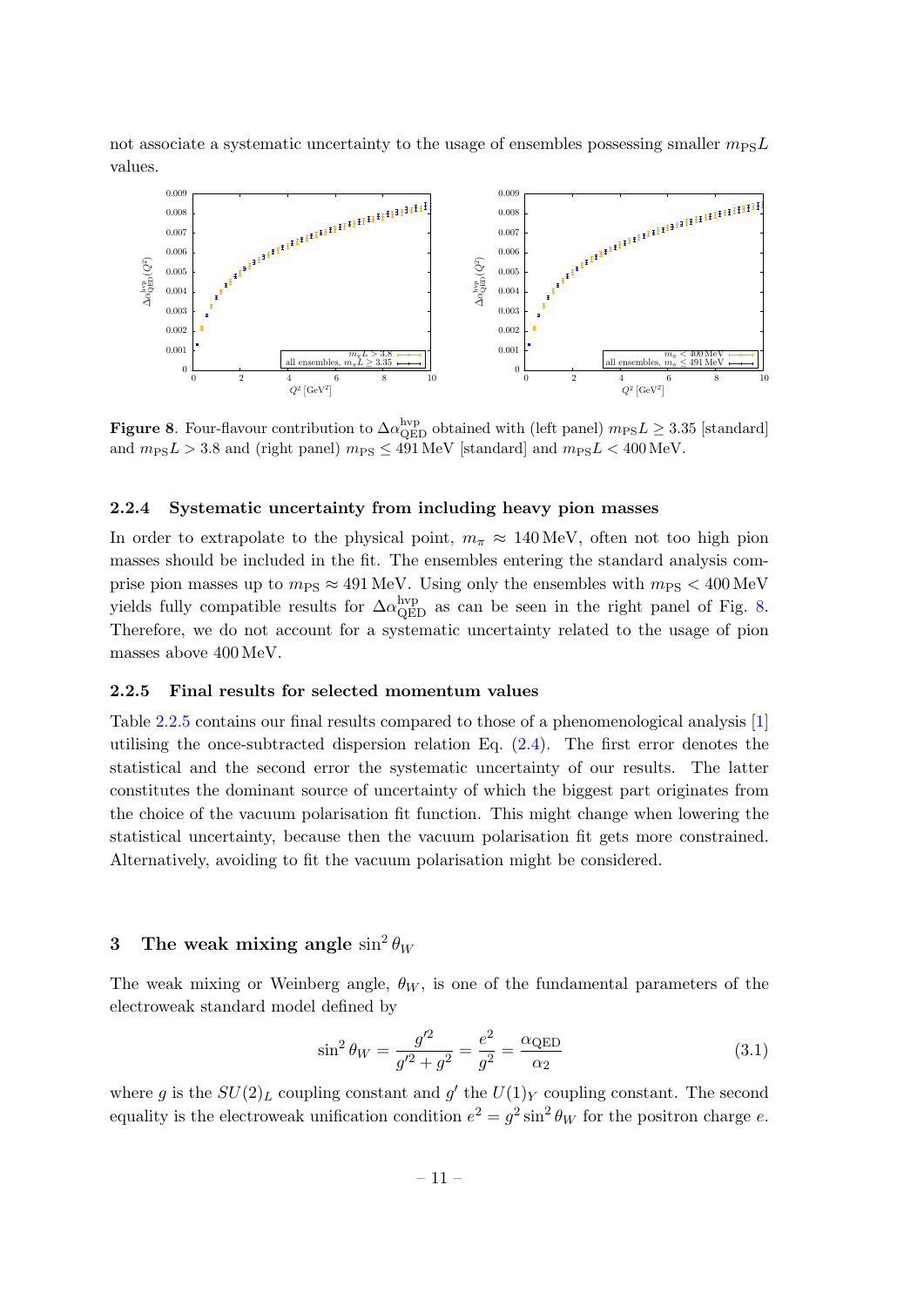not associate a systematic uncertainty to the usage of ensembles possessing smaller $m_{\rm PS}L$ values.

**Figure 8**. Four-flavour contribution to $\Delta\alpha_{\rm QED}^{\rm hvp}$ obtained with (left panel) $m_{\rm PS}L \geq 3.35$ [standard] and $m_{\rm PS}L > 3.8$ and (right panel) $m_{\rm PS} \leq 491\,\text{MeV}$ [standard] and $m_{\rm PS}L < 400\,\text{MeV}$.

#### 2.2.4 Systematic uncertainty from including heavy pion masses

In order to extrapolate to the physical point, $m_\pi \approx 140\,\text{MeV}$, often not too high pion masses should be included in the fit. The ensembles entering the standard analysis comprise pion masses up to $m_{\rm PS} \approx 491\,\text{MeV}$. Using only the ensembles with $m_{\rm PS} < 400\,\text{MeV}$ yields fully compatible results for $\Delta\alpha_{\rm QED}^{\rm hvp}$ as can be seen in the right panel of Fig. 8. Therefore, we do not account for a systematic uncertainty related to the usage of pion masses above 400 MeV.

#### 2.2.5 Final results for selected momentum values

Table 2.2.5 contains our final results compared to those of a phenomenological analysis [1] utilising the once-subtracted dispersion relation Eq. (2.4). The first error denotes the statistical and the second error the systematic uncertainty of our results. The latter constitutes the dominant source of uncertainty of which the biggest part originates from the choice of the vacuum polarisation fit function. This might change when lowering the statistical uncertainty, because then the vacuum polarisation fit gets more constrained. Alternatively, avoiding to fit the vacuum polarisation might be considered.

## 3 The weak mixing angle $\sin^2\theta_W$

The weak mixing or Weinberg angle, $\theta_W$, is one of the fundamental parameters of the electroweak standard model defined by

$$\sin^2\theta_W = \frac{g'^2}{g'^2 + g^2} = \frac{e^2}{g^2} = \frac{\alpha_{\rm QED}}{\alpha_2} \tag{3.1}$$

where $g$ is the $SU(2)_L$ coupling constant and $g'$ the $U(1)_Y$ coupling constant. The second equality is the electroweak unification condition $e^2 = g^2 \sin^2\theta_W$ for the positron charge $e$.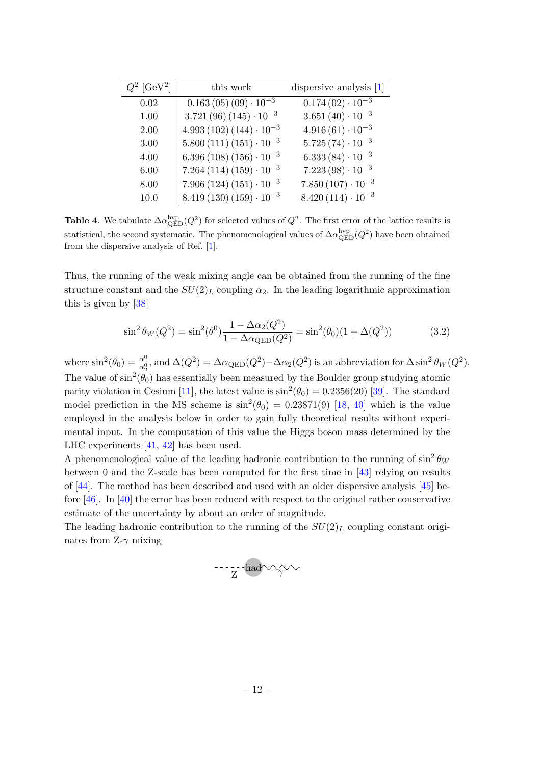| $Q^2$ [GeV$^2$] | this work | dispersive analysis [1] |
|---|---|---|
| 0.02 | $0.163\,(05)\,(09) \cdot 10^{-3}$ | $0.174\,(02) \cdot 10^{-3}$ |
| 1.00 | $3.721\,(96)\,(145) \cdot 10^{-3}$ | $3.651\,(40) \cdot 10^{-3}$ |
| 2.00 | $4.993\,(102)\,(144) \cdot 10^{-3}$ | $4.916\,(61) \cdot 10^{-3}$ |
| 3.00 | $5.800\,(111)\,(151) \cdot 10^{-3}$ | $5.725\,(74) \cdot 10^{-3}$ |
| 4.00 | $6.396\,(108)\,(156) \cdot 10^{-3}$ | $6.333\,(84) \cdot 10^{-3}$ |
| 6.00 | $7.264\,(114)\,(159) \cdot 10^{-3}$ | $7.223\,(98) \cdot 10^{-3}$ |
| 8.00 | $7.906\,(124)\,(151) \cdot 10^{-3}$ | $7.850\,(107) \cdot 10^{-3}$ |
| 10.0 | $8.419\,(130)\,(159) \cdot 10^{-3}$ | $8.420\,(114) \cdot 10^{-3}$ |

**Table 4**. We tabulate $\Delta\alpha_{\rm QED}^{\rm hvp}(Q^2)$ for selected values of $Q^2$. The first error of the lattice results is statistical, the second systematic. The phenomenological values of $\Delta\alpha_{\rm QED}^{\rm hvp}(Q^2)$ have been obtained from the dispersive analysis of Ref. [1].

Thus, the running of the weak mixing angle can be obtained from the running of the fine structure constant and the $SU(2)_L$ coupling $\alpha_2$. In the leading logarithmic approximation this is given by [38]

$$\sin^2\theta_W(Q^2) = \sin^2(\theta^0)\frac{1-\Delta\alpha_2(Q^2)}{1-\Delta\alpha_{\rm QED}(Q^2)} = \sin^2(\theta_0)(1+\Delta(Q^2)) \tag{3.2}$$

where $\sin^2(\theta_0) = \frac{\alpha^0}{\alpha_2^0}$, and $\Delta(Q^2) = \Delta\alpha_{\rm QED}(Q^2) - \Delta\alpha_2(Q^2)$ is an abbreviation for $\Delta\sin^2\theta_W(Q^2)$. The value of $\sin^2(\theta_0)$ has essentially been measured by the Boulder group studying atomic parity violation in Cesium [11], the latest value is $\sin^2(\theta_0) = 0.2356(20)$ [39]. The standard model prediction in the $\overline{\rm MS}$ scheme is $\sin^2(\theta_0) = 0.23871(9)$ [18, 40] which is the value employed in the analysis below in order to gain fully theoretical results without experimental input. In the computation of this value the Higgs boson mass determined by the LHC experiments [41, 42] has been used.

A phenomenological value of the leading hadronic contribution to the running of $\sin^2\theta_W$ between 0 and the Z-scale has been computed for the first time in [43] relying on results of [44]. The method has been described and used with an older dispersive analysis [45] before [46]. In [40] the error has been reduced with respect to the original rather conservative estimate of the uncertainty by about an order of magnitude.

The leading hadronic contribution to the running of the $SU(2)_L$ coupling constant originates from Z-$\gamma$ mixing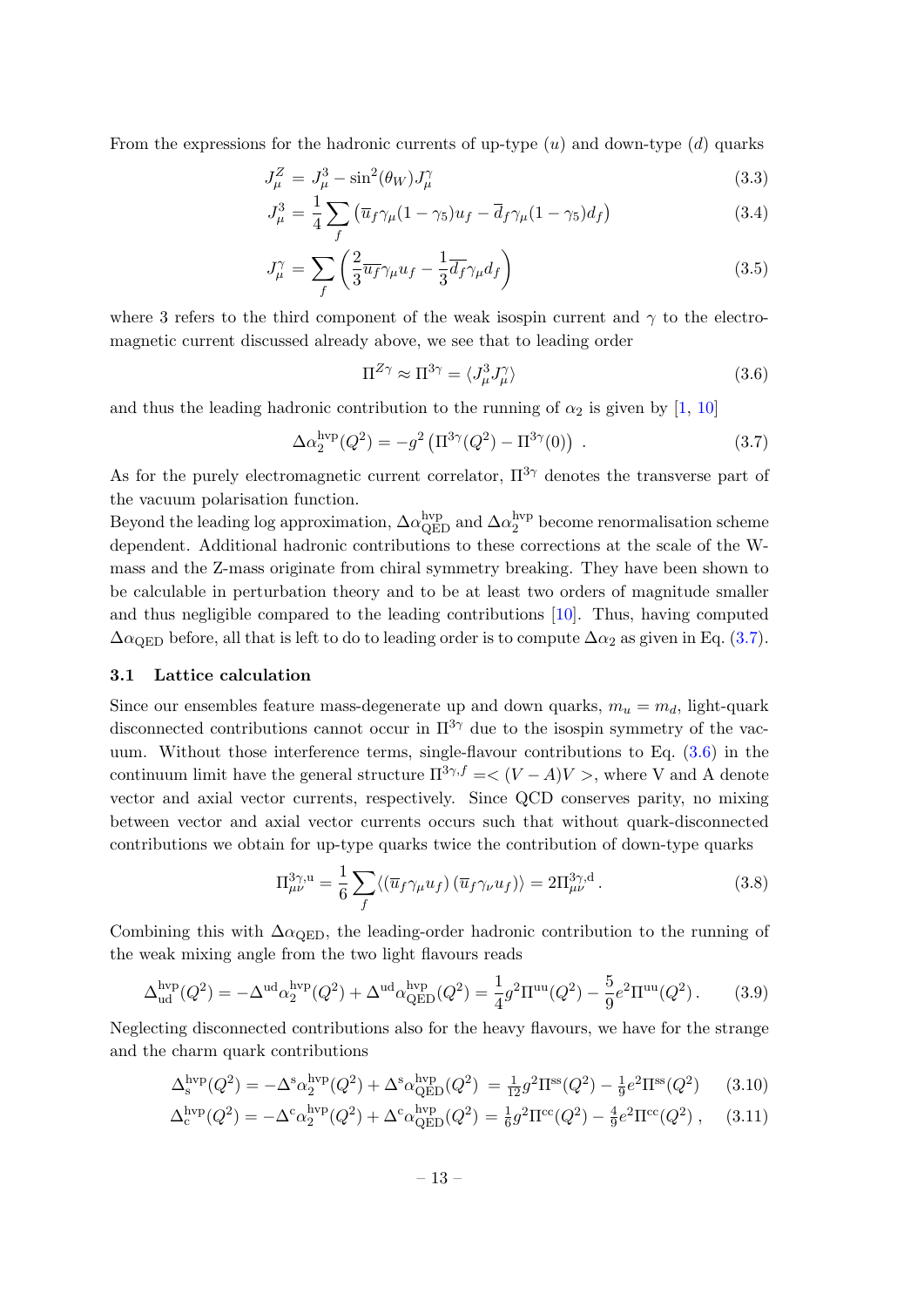From the expressions for the hadronic currents of up-type ($u$) and down-type ($d$) quarks

$$J^Z_\mu = J^3_\mu - \sin^2(\theta_W) J^\gamma_\mu \tag{3.3}$$

$$J^3_\mu = \frac{1}{4}\sum_f \left(\overline{u}_f \gamma_\mu (1-\gamma_5) u_f - \overline{d}_f \gamma_\mu (1-\gamma_5) d_f\right) \tag{3.4}$$

$$J^\gamma_\mu = \sum_f \left(\frac{2}{3}\overline{u_f}\gamma_\mu u_f - \frac{1}{3}\overline{d_f}\gamma_\mu d_f\right) \tag{3.5}$$

where 3 refers to the third component of the weak isospin current and $\gamma$ to the electromagnetic current discussed already above, we see that to leading order

$$\Pi^{Z\gamma} \approx \Pi^{3\gamma} = \langle J^3_\mu J^\gamma_\mu \rangle \tag{3.6}$$

and thus the leading hadronic contribution to the running of $\alpha_2$ is given by [1, 10]

$$\Delta\alpha_2^{\rm hvp}(Q^2) = -g^2 \left(\Pi^{3\gamma}(Q^2) - \Pi^{3\gamma}(0)\right) . \tag{3.7}$$

As for the purely electromagnetic current correlator, $\Pi^{3\gamma}$ denotes the transverse part of the vacuum polarisation function.

Beyond the leading log approximation, $\Delta\alpha_{\rm QED}^{\rm hvp}$ and $\Delta\alpha_2^{\rm hvp}$ become renormalisation scheme dependent. Additional hadronic contributions to these corrections at the scale of the W-mass and the Z-mass originate from chiral symmetry breaking. They have been shown to be calculable in perturbation theory and to be at least two orders of magnitude smaller and thus negligible compared to the leading contributions [10]. Thus, having computed $\Delta\alpha_{\rm QED}$ before, all that is left to do to leading order is to compute $\Delta\alpha_2$ as given in Eq. (3.7).

### 3.1 Lattice calculation

Since our ensembles feature mass-degenerate up and down quarks, $m_u = m_d$, light-quark disconnected contributions cannot occur in $\Pi^{3\gamma}$ due to the isospin symmetry of the vacuum. Without those interference terms, single-flavour contributions to Eq. (3.6) in the continuum limit have the general structure $\Pi^{3\gamma,f} =< (V-A)V >$, where V and A denote vector and axial vector currents, respectively. Since QCD conserves parity, no mixing between vector and axial vector currents occurs such that without quark-disconnected contributions we obtain for up-type quarks twice the contribution of down-type quarks

$$\Pi^{3\gamma,{\rm u}}_{\mu\nu} = \frac{1}{6}\sum_f \langle \left(\overline{u}_f \gamma_\mu u_f\right)\left(\overline{u}_f \gamma_\nu u_f\right)\rangle = 2\Pi^{3\gamma,{\rm d}}_{\mu\nu} . \tag{3.8}$$

Combining this with $\Delta\alpha_{\rm QED}$, the leading-order hadronic contribution to the running of the weak mixing angle from the two light flavours reads

$$\Delta^{\rm hvp}_{\rm ud}(Q^2) = -\Delta^{\rm ud}\alpha_2^{\rm hvp}(Q^2) + \Delta^{\rm ud}\alpha_{\rm QED}^{\rm hvp}(Q^2) = \frac{1}{4}g^2\Pi^{\rm uu}(Q^2) - \frac{5}{9}e^2\Pi^{\rm uu}(Q^2) . \tag{3.9}$$

Neglecting disconnected contributions also for the heavy flavours, we have for the strange and the charm quark contributions

$$\Delta^{\rm hvp}_{\rm s}(Q^2) = -\Delta^{\rm s}\alpha_2^{\rm hvp}(Q^2) + \Delta^{\rm s}\alpha_{\rm QED}^{\rm hvp}(Q^2) = \tfrac{1}{12}g^2\Pi^{\rm ss}(Q^2) - \tfrac{1}{9}e^2\Pi^{\rm ss}(Q^2) \tag{3.10}$$

$$\Delta^{\rm hvp}_{\rm c}(Q^2) = -\Delta^{\rm c}\alpha_2^{\rm hvp}(Q^2) + \Delta^{\rm c}\alpha_{\rm QED}^{\rm hvp}(Q^2) = \tfrac{1}{6}g^2\Pi^{\rm cc}(Q^2) - \tfrac{4}{9}e^2\Pi^{\rm cc}(Q^2) , \tag{3.11}$$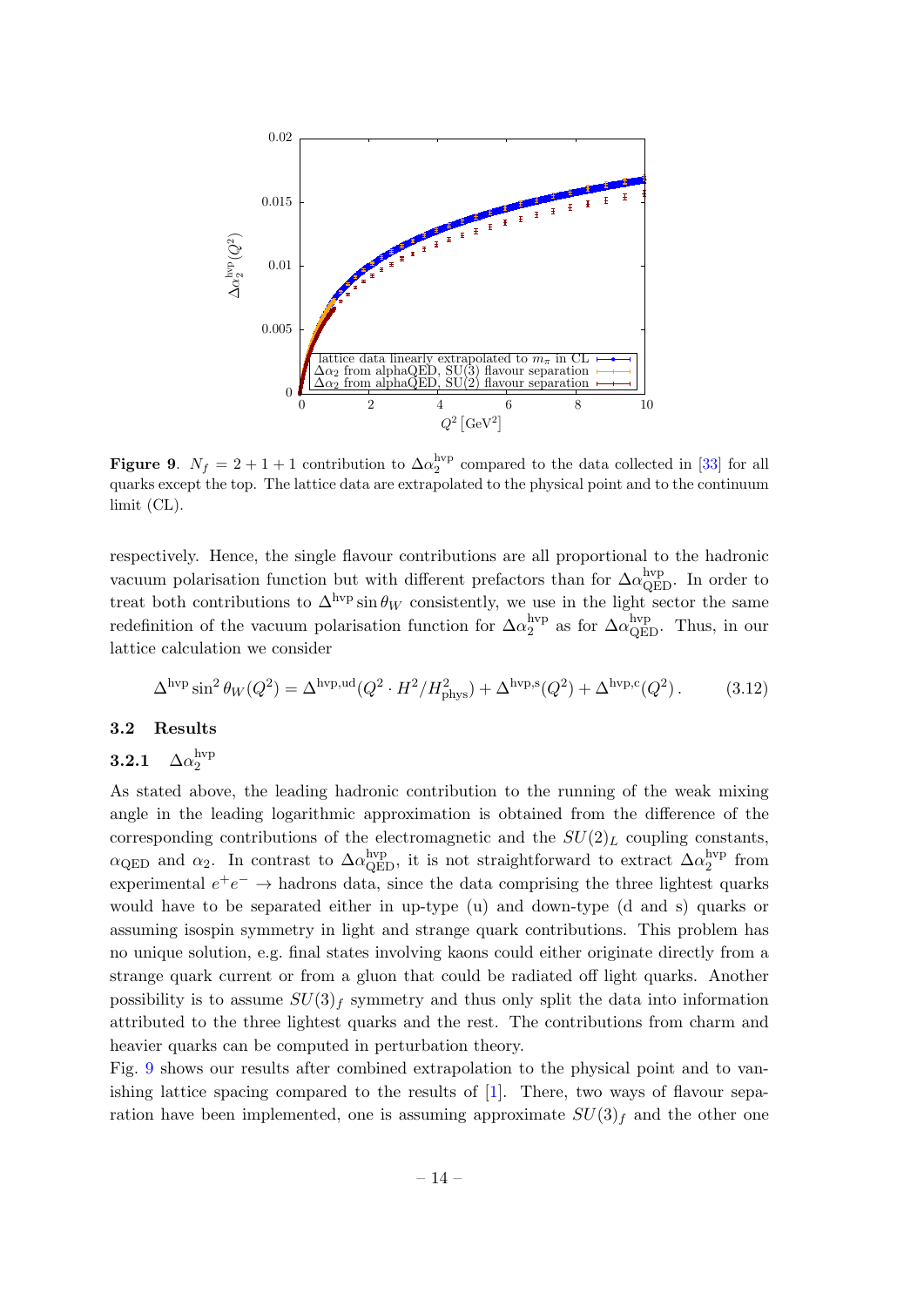**Figure 9**. $N_f = 2+1+1$ contribution to $\Delta\alpha_2^{\rm hvp}$ compared to the data collected in [33] for all quarks except the top. The lattice data are extrapolated to the physical point and to the continuum limit (CL).

respectively. Hence, the single flavour contributions are all proportional to the hadronic vacuum polarisation function but with different prefactors than for $\Delta\alpha_{\rm QED}^{\rm hvp}$. In order to treat both contributions to $\Delta^{\rm hvp}\sin\theta_W$ consistently, we use in the light sector the same redefinition of the vacuum polarisation function for $\Delta\alpha_2^{\rm hvp}$ as for $\Delta\alpha_{\rm QED}^{\rm hvp}$. Thus, in our lattice calculation we consider

$$\Delta^{\rm hvp}\sin^2\theta_W(Q^2) = \Delta^{\rm hvp,ud}(Q^2\cdot H^2/H^2_{\rm phys}) + \Delta^{\rm hvp,s}(Q^2) + \Delta^{\rm hvp,c}(Q^2)\,. \tag{3.12}$$

## 3.2 Results

### 3.2.1 $\Delta\alpha_2^{\rm hvp}$

As stated above, the leading hadronic contribution to the running of the weak mixing angle in the leading logarithmic approximation is obtained from the difference of the corresponding contributions of the electromagnetic and the $SU(2)_L$ coupling constants, $\alpha_{\rm QED}$ and $\alpha_2$. In contrast to $\Delta\alpha_{\rm QED}^{\rm hvp}$, it is not straightforward to extract $\Delta\alpha_2^{\rm hvp}$ from experimental $e^+e^- \to$ hadrons data, since the data comprising the three lightest quarks would have to be separated either in up-type (u) and down-type (d and s) quarks or assuming isospin symmetry in light and strange quark contributions. This problem has no unique solution, e.g. final states involving kaons could either originate directly from a strange quark current or from a gluon that could be radiated off light quarks. Another possibility is to assume $SU(3)_f$ symmetry and thus only split the data into information attributed to the three lightest quarks and the rest. The contributions from charm and heavier quarks can be computed in perturbation theory.

Fig. 9 shows our results after combined extrapolation to the physical point and to vanishing lattice spacing compared to the results of [1]. There, two ways of flavour separation have been implemented, one is assuming approximate $SU(3)_f$ and the other one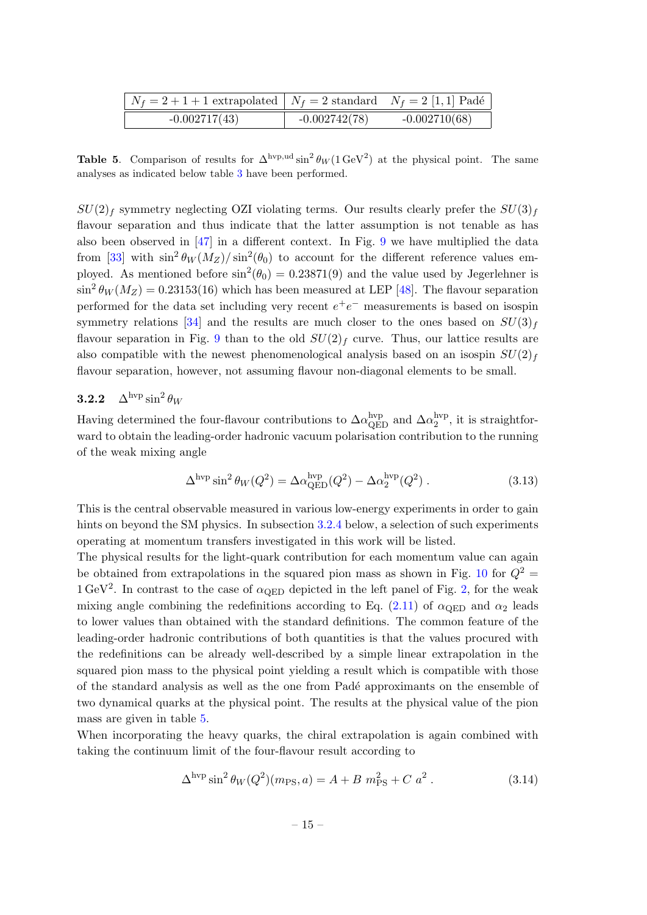| $N_f = 2+1+1$ extrapolated | $N_f = 2$ standard | $N_f = 2$ $[1,1]$ Padé |
|---|---|---|
| -0.002717(43) | -0.002742(78) | -0.002710(68) |

**Table 5**. Comparison of results for $\Delta^{\rm hvp,ud}\sin^2\theta_W(1\,{\rm GeV}^2)$ at the physical point. The same analyses as indicated below table 3 have been performed.

$SU(2)_f$ symmetry neglecting OZI violating terms. Our results clearly prefer the $SU(3)_f$ flavour separation and thus indicate that the latter assumption is not tenable as has also been observed in [47] in a different context. In Fig. 9 we have multiplied the data from [33] with $\sin^2\theta_W(M_Z)/\sin^2(\theta_0)$ to account for the different reference values employed. As mentioned before $\sin^2(\theta_0) = 0.23871(9)$ and the value used by Jegerlehner is $\sin^2\theta_W(M_Z) = 0.23153(16)$ which has been measured at LEP [48]. The flavour separation performed for the data set including very recent $e^+e^-$ measurements is based on isospin symmetry relations [34] and the results are much closer to the ones based on $SU(3)_f$ flavour separation in Fig. 9 than to the old $SU(2)_f$ curve. Thus, our lattice results are also compatible with the newest phenomenological analysis based on an isospin $SU(2)_f$ flavour separation, however, not assuming flavour non-diagonal elements to be small.

### 3.2.2 $\Delta^{\rm hvp}\sin^2\theta_W$

Having determined the four-flavour contributions to $\Delta\alpha_{\rm QED}^{\rm hvp}$ and $\Delta\alpha_2^{\rm hvp}$, it is straightforward to obtain the leading-order hadronic vacuum polarisation contribution to the running of the weak mixing angle

$$\Delta^{\rm hvp}\sin^2\theta_W(Q^2) = \Delta\alpha_{\rm QED}^{\rm hvp}(Q^2) - \Delta\alpha_2^{\rm hvp}(Q^2)\,. \tag{3.13}$$

This is the central observable measured in various low-energy experiments in order to gain hints on beyond the SM physics. In subsection 3.2.4 below, a selection of such experiments operating at momentum transfers investigated in this work will be listed.

The physical results for the light-quark contribution for each momentum value can again be obtained from extrapolations in the squared pion mass as shown in Fig. 10 for $Q^2 = 1\,{\rm GeV}^2$. In contrast to the case of $\alpha_{\rm QED}$ depicted in the left panel of Fig. 2, for the weak mixing angle combining the redefinitions according to Eq. (2.11) of $\alpha_{\rm QED}$ and $\alpha_2$ leads to lower values than obtained with the standard definitions. The common feature of the leading-order hadronic contributions of both quantities is that the values procured with the redefinitions can be already well-described by a simple linear extrapolation in the squared pion mass to the physical point yielding a result which is compatible with those of the standard analysis as well as the one from Padé approximants on the ensemble of two dynamical quarks at the physical point. The results at the physical value of the pion mass are given in table 5.

When incorporating the heavy quarks, the chiral extrapolation is again combined with taking the continuum limit of the four-flavour result according to

$$\Delta^{\rm hvp}\sin^2\theta_W(Q^2)(m_{\rm PS}, a) = A + B\;m_{\rm PS}^2 + C\;a^2\,. \tag{3.14}$$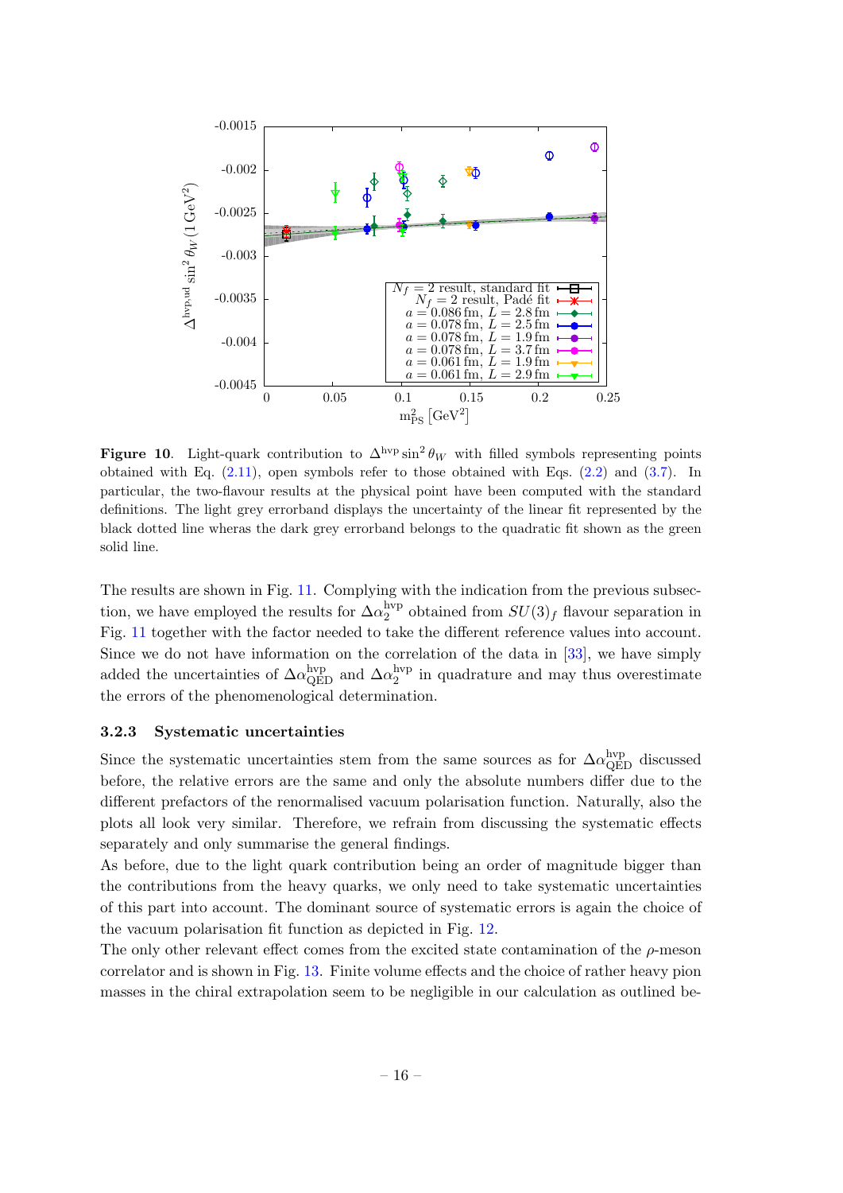**Figure 10.** Light-quark contribution to $\Delta^{\rm hvp}\sin^2\theta_W$ with filled symbols representing points obtained with Eq. (2.11), open symbols refer to those obtained with Eqs. (2.2) and (3.7). In particular, the two-flavour results at the physical point have been computed with the standard definitions. The light grey errorband displays the uncertainty of the linear fit represented by the black dotted line wheras the dark grey errorband belongs to the quadratic fit shown as the green solid line.

The results are shown in Fig. 11. Complying with the indication from the previous subsection, we have employed the results for $\Delta\alpha_2^{\rm hvp}$ obtained from $SU(3)_f$ flavour separation in Fig. 11 together with the factor needed to take the different reference values into account. Since we do not have information on the correlation of the data in [33], we have simply added the uncertainties of $\Delta\alpha_{\rm QED}^{\rm hvp}$ and $\Delta\alpha_2^{\rm hvp}$ in quadrature and may thus overestimate the errors of the phenomenological determination.

### 3.2.3 Systematic uncertainties

Since the systematic uncertainties stem from the same sources as for $\Delta\alpha_{\rm QED}^{\rm hvp}$ discussed before, the relative errors are the same and only the absolute numbers differ due to the different prefactors of the renormalised vacuum polarisation function. Naturally, also the plots all look very similar. Therefore, we refrain from discussing the systematic effects separately and only summarise the general findings.

As before, due to the light quark contribution being an order of magnitude bigger than the contributions from the heavy quarks, we only need to take systematic uncertainties of this part into account. The dominant source of systematic errors is again the choice of the vacuum polarisation fit function as depicted in Fig. 12.

The only other relevant effect comes from the excited state contamination of the $\rho$-meson correlator and is shown in Fig. 13. Finite volume effects and the choice of rather heavy pion masses in the chiral extrapolation seem to be negligible in our calculation as outlined be-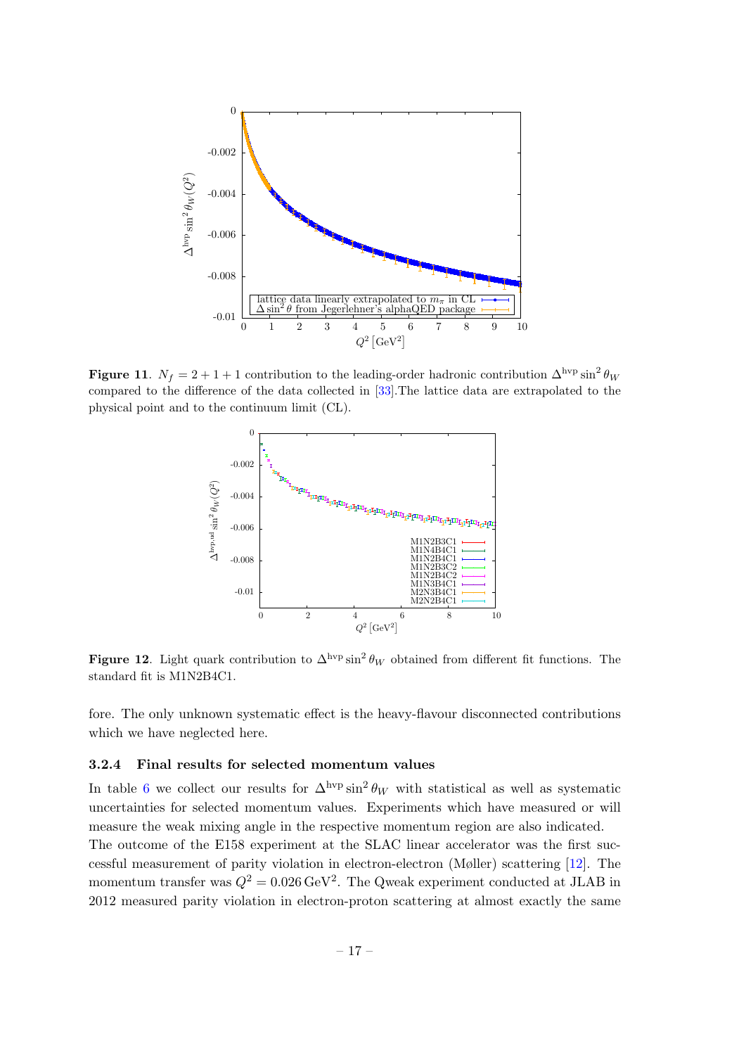**Figure 11**. $N_f = 2+1+1$ contribution to the leading-order hadronic contribution $\Delta^{\rm hvp}\sin^2\theta_W$ compared to the difference of the data collected in [33].The lattice data are extrapolated to the physical point and to the continuum limit (CL).

**Figure 12**. Light quark contribution to $\Delta^{\rm hvp}\sin^2\theta_W$ obtained from different fit functions. The standard fit is M1N2B4C1.

fore. The only unknown systematic effect is the heavy-flavour disconnected contributions which we have neglected here.

### 3.2.4 Final results for selected momentum values

In table 6 we collect our results for $\Delta^{\rm hvp}\sin^2\theta_W$ with statistical as well as systematic uncertainties for selected momentum values. Experiments which have measured or will measure the weak mixing angle in the respective momentum region are also indicated.

The outcome of the E158 experiment at the SLAC linear accelerator was the first successful measurement of parity violation in electron-electron (Møller) scattering [12]. The momentum transfer was $Q^2 = 0.026\,\text{GeV}^2$. The Qweak experiment conducted at JLAB in 2012 measured parity violation in electron-proton scattering at almost exactly the same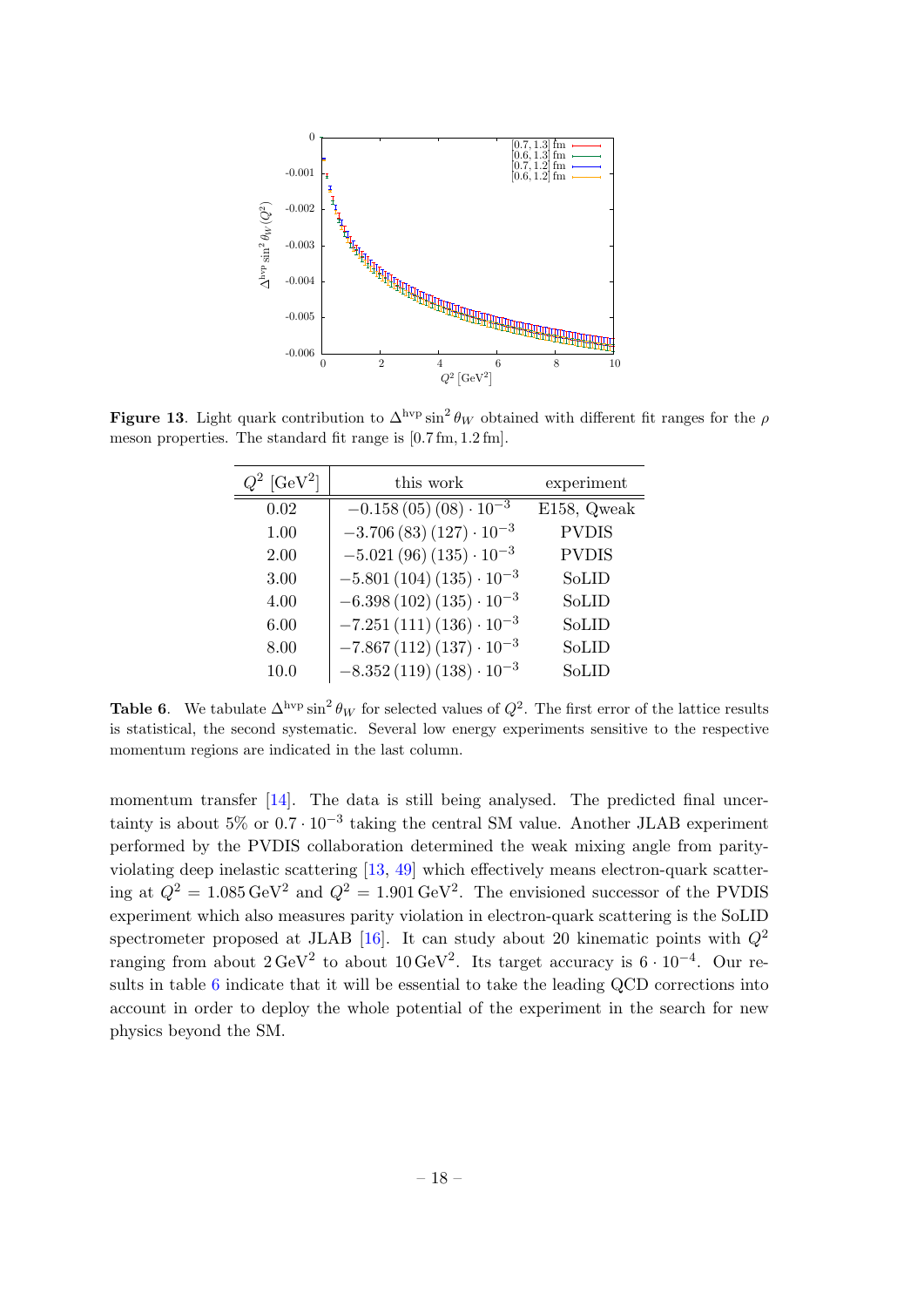**Figure 13**. Light quark contribution to $\Delta^{\text{hvp}} \sin^2\theta_W$ obtained with different fit ranges for the $\rho$ meson properties. The standard fit range is $[0.7\,\text{fm}, 1.2\,\text{fm}]$.

| $Q^2$ [GeV$^2$] | this work | experiment |
|---|---|---|
| 0.02 | $-0.158\,(05)\,(08) \cdot 10^{-3}$ | E158, Qweak |
| 1.00 | $-3.706\,(83)\,(127) \cdot 10^{-3}$ | PVDIS |
| 2.00 | $-5.021\,(96)\,(135) \cdot 10^{-3}$ | PVDIS |
| 3.00 | $-5.801\,(104)\,(135) \cdot 10^{-3}$ | SoLID |
| 4.00 | $-6.398\,(102)\,(135) \cdot 10^{-3}$ | SoLID |
| 6.00 | $-7.251\,(111)\,(136) \cdot 10^{-3}$ | SoLID |
| 8.00 | $-7.867\,(112)\,(137) \cdot 10^{-3}$ | SoLID |
| 10.0 | $-8.352\,(119)\,(138) \cdot 10^{-3}$ | SoLID |

**Table 6**. We tabulate $\Delta^{\text{hvp}} \sin^2\theta_W$ for selected values of $Q^2$. The first error of the lattice results is statistical, the second systematic. Several low energy experiments sensitive to the respective momentum regions are indicated in the last column.

momentum transfer [14]. The data is still being analysed. The predicted final uncertainty is about 5% or $0.7 \cdot 10^{-3}$ taking the central SM value. Another JLAB experiment performed by the PVDIS collaboration determined the weak mixing angle from parity-violating deep inelastic scattering [13, 49] which effectively means electron-quark scattering at $Q^2 = 1.085\,\text{GeV}^2$ and $Q^2 = 1.901\,\text{GeV}^2$. The envisioned successor of the PVDIS experiment which also measures parity violation in electron-quark scattering is the SoLID spectrometer proposed at JLAB [16]. It can study about 20 kinematic points with $Q^2$ ranging from about $2\,\text{GeV}^2$ to about $10\,\text{GeV}^2$. Its target accuracy is $6 \cdot 10^{-4}$. Our results in table 6 indicate that it will be essential to take the leading QCD corrections into account in order to deploy the whole potential of the experiment in the search for new physics beyond the SM.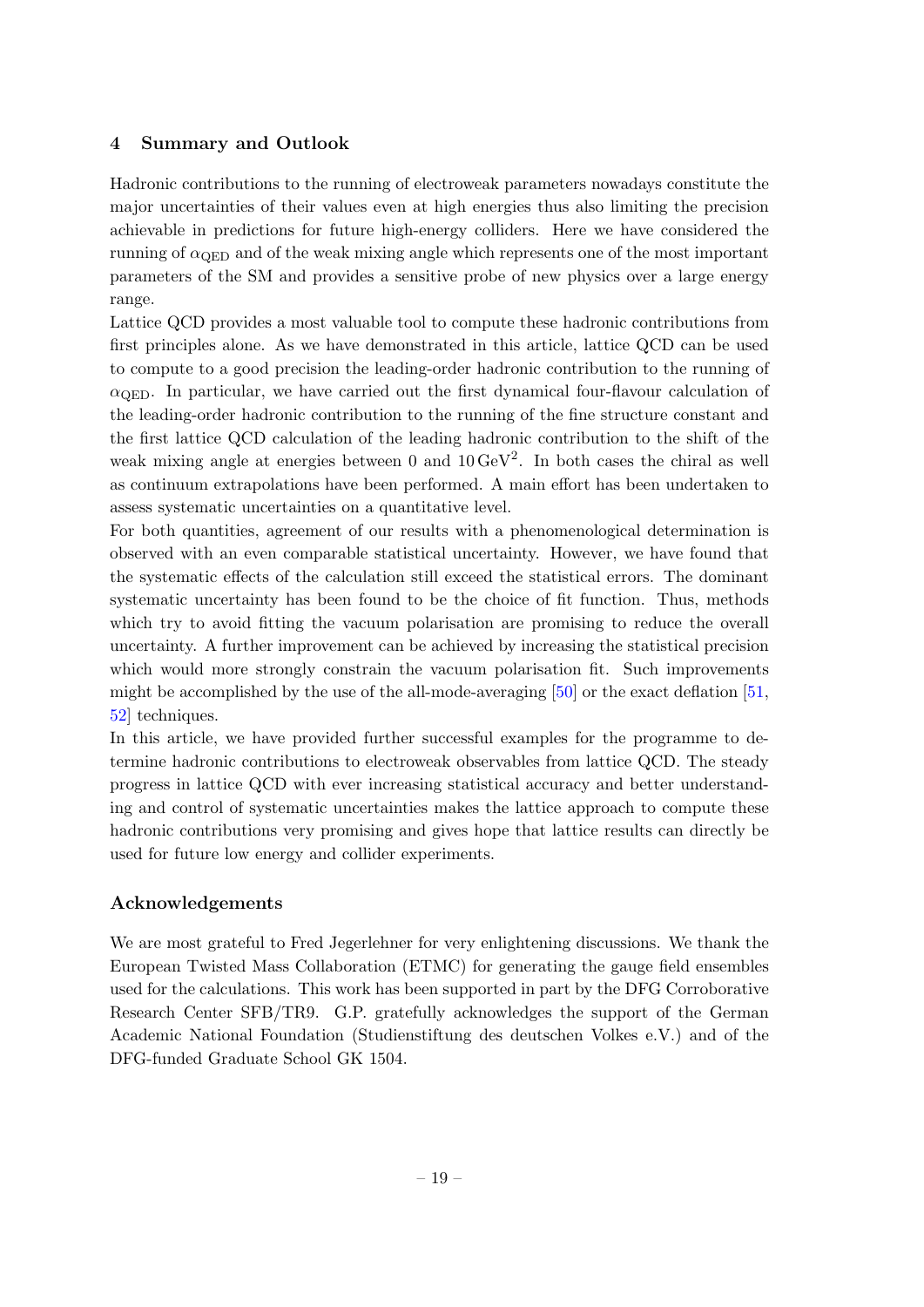## 4 Summary and Outlook

Hadronic contributions to the running of electroweak parameters nowadays constitute the major uncertainties of their values even at high energies thus also limiting the precision achievable in predictions for future high-energy colliders. Here we have considered the running of $\alpha_{\mathrm{QED}}$ and of the weak mixing angle which represents one of the most important parameters of the SM and provides a sensitive probe of new physics over a large energy range.

Lattice QCD provides a most valuable tool to compute these hadronic contributions from first principles alone. As we have demonstrated in this article, lattice QCD can be used to compute to a good precision the leading-order hadronic contribution to the running of $\alpha_{\mathrm{QED}}$. In particular, we have carried out the first dynamical four-flavour calculation of the leading-order hadronic contribution to the running of the fine structure constant and the first lattice QCD calculation of the leading hadronic contribution to the shift of the weak mixing angle at energies between 0 and $10\,\mathrm{GeV}^2$. In both cases the chiral as well as continuum extrapolations have been performed. A main effort has been undertaken to assess systematic uncertainties on a quantitative level.

For both quantities, agreement of our results with a phenomenological determination is observed with an even comparable statistical uncertainty. However, we have found that the systematic effects of the calculation still exceed the statistical errors. The dominant systematic uncertainty has been found to be the choice of fit function. Thus, methods which try to avoid fitting the vacuum polarisation are promising to reduce the overall uncertainty. A further improvement can be achieved by increasing the statistical precision which would more strongly constrain the vacuum polarisation fit. Such improvements might be accomplished by the use of the all-mode-averaging [50] or the exact deflation [51, 52] techniques.

In this article, we have provided further successful examples for the programme to determine hadronic contributions to electroweak observables from lattice QCD. The steady progress in lattice QCD with ever increasing statistical accuracy and better understanding and control of systematic uncertainties makes the lattice approach to compute these hadronic contributions very promising and gives hope that lattice results can directly be used for future low energy and collider experiments.

## Acknowledgements

We are most grateful to Fred Jegerlehner for very enlightening discussions. We thank the European Twisted Mass Collaboration (ETMC) for generating the gauge field ensembles used for the calculations. This work has been supported in part by the DFG Corroborative Research Center SFB/TR9. G.P. gratefully acknowledges the support of the German Academic National Foundation (Studienstiftung des deutschen Volkes e.V.) and of the DFG-funded Graduate School GK 1504.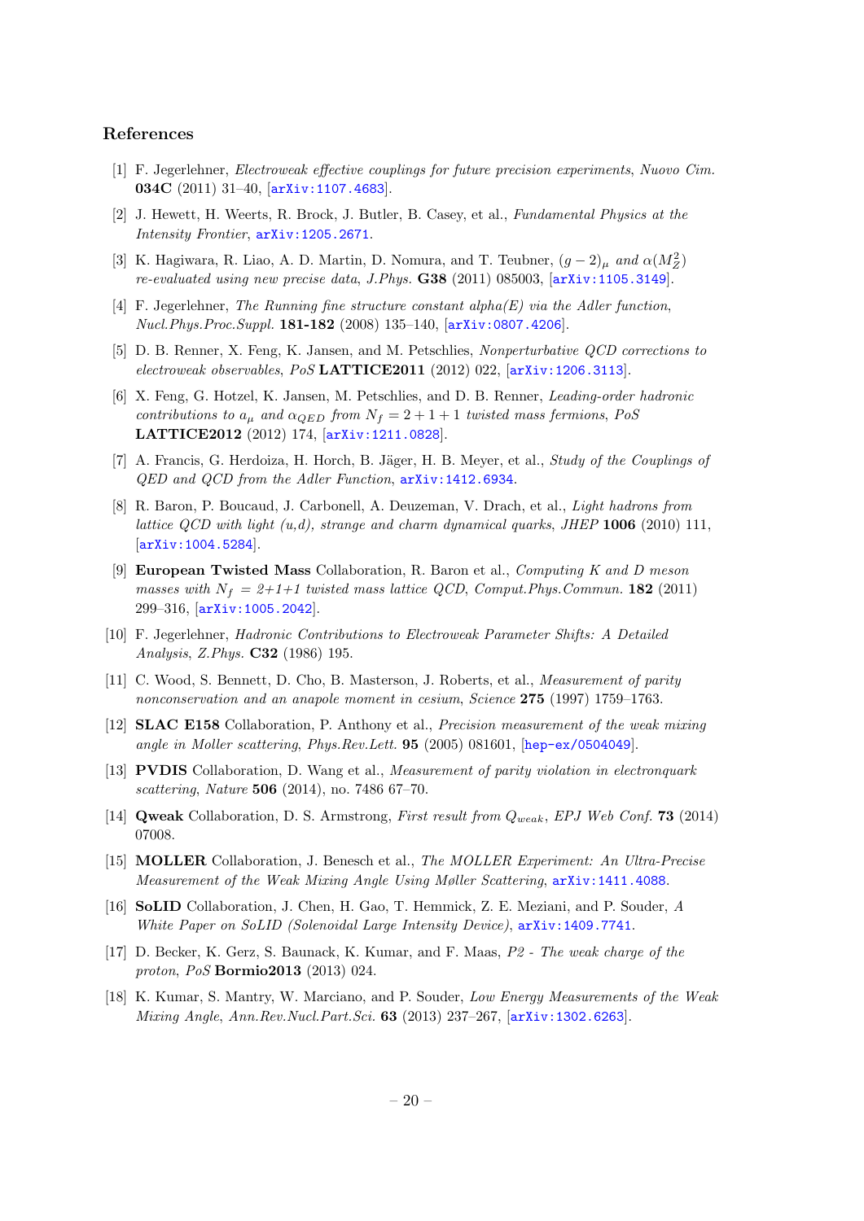## References

[1] F. Jegerlehner, *Electroweak effective couplings for future precision experiments*, *Nuovo Cim.* **034C** (2011) 31–40, [arXiv:1107.4683].

[2] J. Hewett, H. Weerts, R. Brock, J. Butler, B. Casey, et al., *Fundamental Physics at the Intensity Frontier*, arXiv:1205.2671.

[3] K. Hagiwara, R. Liao, A. D. Martin, D. Nomura, and T. Teubner, *$(g-2)_\mu$ and $\alpha(M_Z^2)$ re-evaluated using new precise data*, *J.Phys.* **G38** (2011) 085003, [arXiv:1105.3149].

[4] F. Jegerlehner, *The Running fine structure constant alpha(E) via the Adler function*, *Nucl.Phys.Proc.Suppl.* **181-182** (2008) 135–140, [arXiv:0807.4206].

[5] D. B. Renner, X. Feng, K. Jansen, and M. Petschlies, *Nonperturbative QCD corrections to electroweak observables*, *PoS* **LATTICE2011** (2012) 022, [arXiv:1206.3113].

[6] X. Feng, G. Hotzel, K. Jansen, M. Petschlies, and D. B. Renner, *Leading-order hadronic contributions to $a_\mu$ and $\alpha_{QED}$ from $N_f = 2+1+1$ twisted mass fermions*, *PoS* **LATTICE2012** (2012) 174, [arXiv:1211.0828].

[7] A. Francis, G. Herdoiza, H. Horch, B. Jäger, H. B. Meyer, et al., *Study of the Couplings of QED and QCD from the Adler Function*, arXiv:1412.6934.

[8] R. Baron, P. Boucaud, J. Carbonell, A. Deuzeman, V. Drach, et al., *Light hadrons from lattice QCD with light (u,d), strange and charm dynamical quarks*, *JHEP* **1006** (2010) 111, [arXiv:1004.5284].

[9] **European Twisted Mass** Collaboration, R. Baron et al., *Computing K and D meson masses with $N_f$ = 2+1+1 twisted mass lattice QCD*, *Comput.Phys.Commun.* **182** (2011) 299–316, [arXiv:1005.2042].

[10] F. Jegerlehner, *Hadronic Contributions to Electroweak Parameter Shifts: A Detailed Analysis*, *Z.Phys.* **C32** (1986) 195.

[11] C. Wood, S. Bennett, D. Cho, B. Masterson, J. Roberts, et al., *Measurement of parity nonconservation and an anapole moment in cesium*, *Science* **275** (1997) 1759–1763.

[12] **SLAC E158** Collaboration, P. Anthony et al., *Precision measurement of the weak mixing angle in Moller scattering*, *Phys.Rev.Lett.* **95** (2005) 081601, [hep-ex/0504049].

[13] **PVDIS** Collaboration, D. Wang et al., *Measurement of parity violation in electronquark scattering*, *Nature* **506** (2014), no. 7486 67–70.

[14] **Qweak** Collaboration, D. S. Armstrong, *First result from $Q_{weak}$*, *EPJ Web Conf.* **73** (2014) 07008.

[15] **MOLLER** Collaboration, J. Benesch et al., *The MOLLER Experiment: An Ultra-Precise Measurement of the Weak Mixing Angle Using Møller Scattering*, arXiv:1411.4088.

[16] **SoLID** Collaboration, J. Chen, H. Gao, T. Hemmick, Z. E. Meziani, and P. Souder, *A White Paper on SoLID (Solenoidal Large Intensity Device)*, arXiv:1409.7741.

[17] D. Becker, K. Gerz, S. Baunack, K. Kumar, and F. Maas, *P2 - The weak charge of the proton*, *PoS* **Bormio2013** (2013) 024.

[18] K. Kumar, S. Mantry, W. Marciano, and P. Souder, *Low Energy Measurements of the Weak Mixing Angle*, *Ann.Rev.Nucl.Part.Sci.* **63** (2013) 237–267, [arXiv:1302.6263].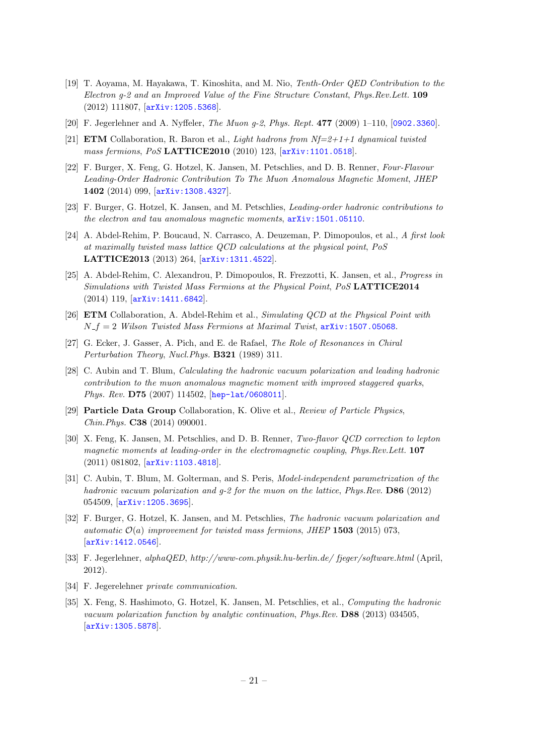[19] T. Aoyama, M. Hayakawa, T. Kinoshita, and M. Nio, *Tenth-Order QED Contribution to the Electron g-2 and an Improved Value of the Fine Structure Constant*, *Phys.Rev.Lett.* **109** (2012) 111807, [arXiv:1205.5368].

[20] F. Jegerlehner and A. Nyffeler, *The Muon g-2*, *Phys. Rept.* **477** (2009) 1–110, [0902.3360].

[21] **ETM** Collaboration, R. Baron et al., *Light hadrons from Nf=2+1+1 dynamical twisted mass fermions*, *PoS* **LATTICE2010** (2010) 123, [arXiv:1101.0518].

[22] F. Burger, X. Feng, G. Hotzel, K. Jansen, M. Petschlies, and D. B. Renner, *Four-Flavour Leading-Order Hadronic Contribution To The Muon Anomalous Magnetic Moment*, *JHEP* **1402** (2014) 099, [arXiv:1308.4327].

[23] F. Burger, G. Hotzel, K. Jansen, and M. Petschlies, *Leading-order hadronic contributions to the electron and tau anomalous magnetic moments*, arXiv:1501.05110.

[24] A. Abdel-Rehim, P. Boucaud, N. Carrasco, A. Deuzeman, P. Dimopoulos, et al., *A first look at maximally twisted mass lattice QCD calculations at the physical point*, *PoS* **LATTICE2013** (2013) 264, [arXiv:1311.4522].

[25] A. Abdel-Rehim, C. Alexandrou, P. Dimopoulos, R. Frezzotti, K. Jansen, et al., *Progress in Simulations with Twisted Mass Fermions at the Physical Point*, *PoS* **LATTICE2014** (2014) 119, [arXiv:1411.6842].

[26] **ETM** Collaboration, A. Abdel-Rehim et al., *Simulating QCD at the Physical Point with $N_f = 2$ Wilson Twisted Mass Fermions at Maximal Twist*, arXiv:1507.05068.

[27] G. Ecker, J. Gasser, A. Pich, and E. de Rafael, *The Role of Resonances in Chiral Perturbation Theory*, *Nucl.Phys.* **B321** (1989) 311.

[28] C. Aubin and T. Blum, *Calculating the hadronic vacuum polarization and leading hadronic contribution to the muon anomalous magnetic moment with improved staggered quarks*, *Phys. Rev.* **D75** (2007) 114502, [hep-lat/0608011].

[29] **Particle Data Group** Collaboration, K. Olive et al., *Review of Particle Physics*, *Chin.Phys.* **C38** (2014) 090001.

[30] X. Feng, K. Jansen, M. Petschlies, and D. B. Renner, *Two-flavor QCD correction to lepton magnetic moments at leading-order in the electromagnetic coupling*, *Phys.Rev.Lett.* **107** (2011) 081802, [arXiv:1103.4818].

[31] C. Aubin, T. Blum, M. Golterman, and S. Peris, *Model-independent parametrization of the hadronic vacuum polarization and g-2 for the muon on the lattice*, *Phys.Rev.* **D86** (2012) 054509, [arXiv:1205.3695].

[32] F. Burger, G. Hotzel, K. Jansen, and M. Petschlies, *The hadronic vacuum polarization and automatic $\mathcal{O}(a)$ improvement for twisted mass fermions*, *JHEP* **1503** (2015) 073, [arXiv:1412.0546].

[33] F. Jegerlehner, *alphaQED*, *http://www-com.physik.hu-berlin.de/ fjeger/software.html* (April, 2012).

[34] F. Jegerelehner *private communication*.

[35] X. Feng, S. Hashimoto, G. Hotzel, K. Jansen, M. Petschlies, et al., *Computing the hadronic vacuum polarization function by analytic continuation*, *Phys.Rev.* **D88** (2013) 034505, [arXiv:1305.5878].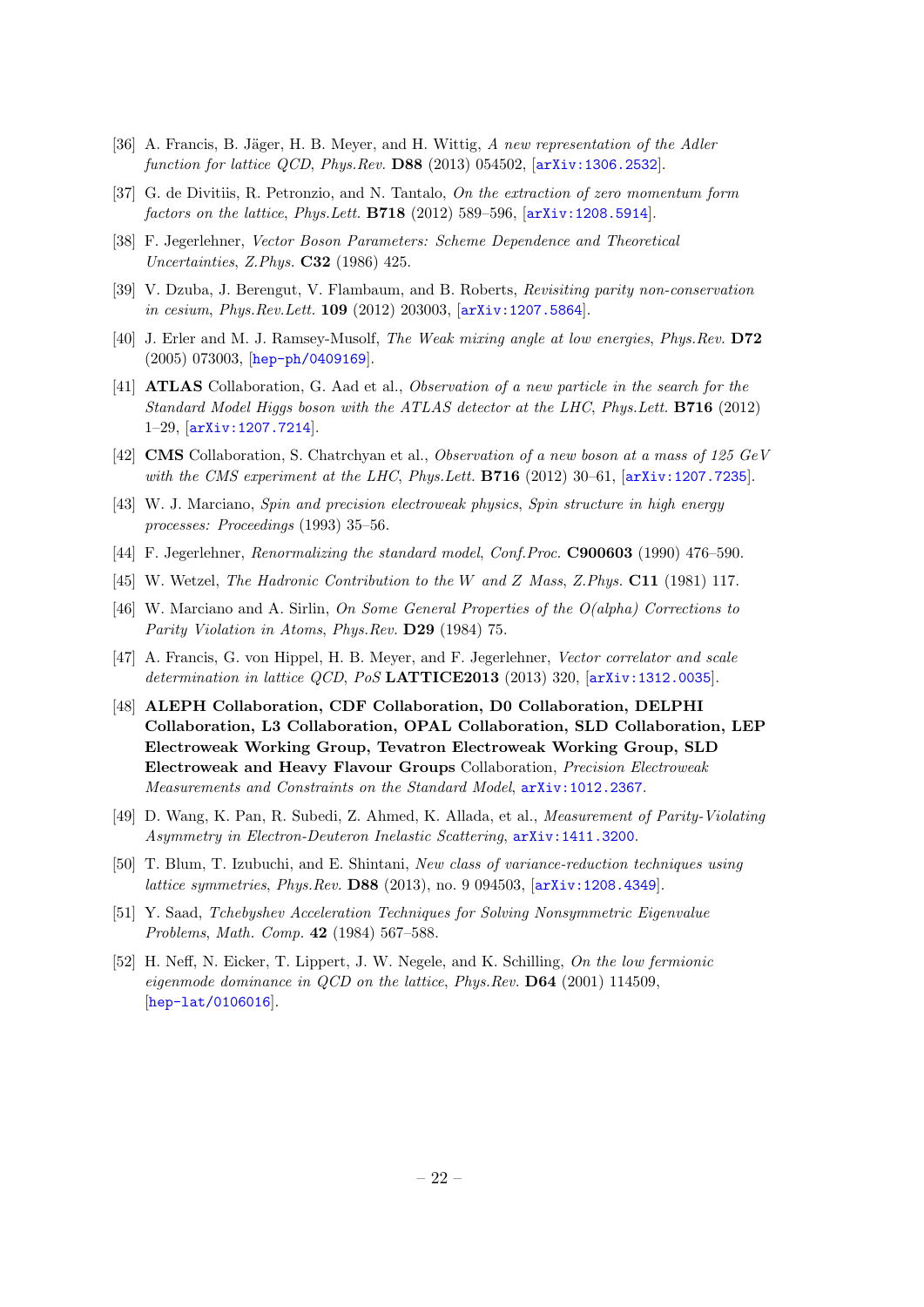[36] A. Francis, B. Jäger, H. B. Meyer, and H. Wittig, *A new representation of the Adler function for lattice QCD*, *Phys.Rev.* **D88** (2013) 054502, [arXiv:1306.2532].

[37] G. de Divitiis, R. Petronzio, and N. Tantalo, *On the extraction of zero momentum form factors on the lattice*, *Phys.Lett.* **B718** (2012) 589–596, [arXiv:1208.5914].

[38] F. Jegerlehner, *Vector Boson Parameters: Scheme Dependence and Theoretical Uncertainties*, *Z.Phys.* **C32** (1986) 425.

[39] V. Dzuba, J. Berengut, V. Flambaum, and B. Roberts, *Revisiting parity non-conservation in cesium*, *Phys.Rev.Lett.* **109** (2012) 203003, [arXiv:1207.5864].

[40] J. Erler and M. J. Ramsey-Musolf, *The Weak mixing angle at low energies*, *Phys.Rev.* **D72** (2005) 073003, [hep-ph/0409169].

[41] **ATLAS** Collaboration, G. Aad et al., *Observation of a new particle in the search for the Standard Model Higgs boson with the ATLAS detector at the LHC*, *Phys.Lett.* **B716** (2012) 1–29, [arXiv:1207.7214].

[42] **CMS** Collaboration, S. Chatrchyan et al., *Observation of a new boson at a mass of 125 GeV with the CMS experiment at the LHC*, *Phys.Lett.* **B716** (2012) 30–61, [arXiv:1207.7235].

[43] W. J. Marciano, *Spin and precision electroweak physics*, *Spin structure in high energy processes: Proceedings* (1993) 35–56.

[44] F. Jegerlehner, *Renormalizing the standard model*, *Conf.Proc.* **C900603** (1990) 476–590.

[45] W. Wetzel, *The Hadronic Contribution to the W and Z Mass*, *Z.Phys.* **C11** (1981) 117.

[46] W. Marciano and A. Sirlin, *On Some General Properties of the O(alpha) Corrections to Parity Violation in Atoms*, *Phys.Rev.* **D29** (1984) 75.

[47] A. Francis, G. von Hippel, H. B. Meyer, and F. Jegerlehner, *Vector correlator and scale determination in lattice QCD*, *PoS* **LATTICE2013** (2013) 320, [arXiv:1312.0035].

[48] **ALEPH Collaboration, CDF Collaboration, D0 Collaboration, DELPHI Collaboration, L3 Collaboration, OPAL Collaboration, SLD Collaboration, LEP Electroweak Working Group, Tevatron Electroweak Working Group, SLD Electroweak and Heavy Flavour Groups** Collaboration, *Precision Electroweak Measurements and Constraints on the Standard Model*, arXiv:1012.2367.

[49] D. Wang, K. Pan, R. Subedi, Z. Ahmed, K. Allada, et al., *Measurement of Parity-Violating Asymmetry in Electron-Deuteron Inelastic Scattering*, arXiv:1411.3200.

[50] T. Blum, T. Izubuchi, and E. Shintani, *New class of variance-reduction techniques using lattice symmetries*, *Phys.Rev.* **D88** (2013), no. 9 094503, [arXiv:1208.4349].

[51] Y. Saad, *Tchebyshev Acceleration Techniques for Solving Nonsymmetric Eigenvalue Problems*, *Math. Comp.* **42** (1984) 567–588.

[52] H. Neff, N. Eicker, T. Lippert, J. W. Negele, and K. Schilling, *On the low fermionic eigenmode dominance in QCD on the lattice*, *Phys.Rev.* **D64** (2001) 114509, [hep-lat/0106016].